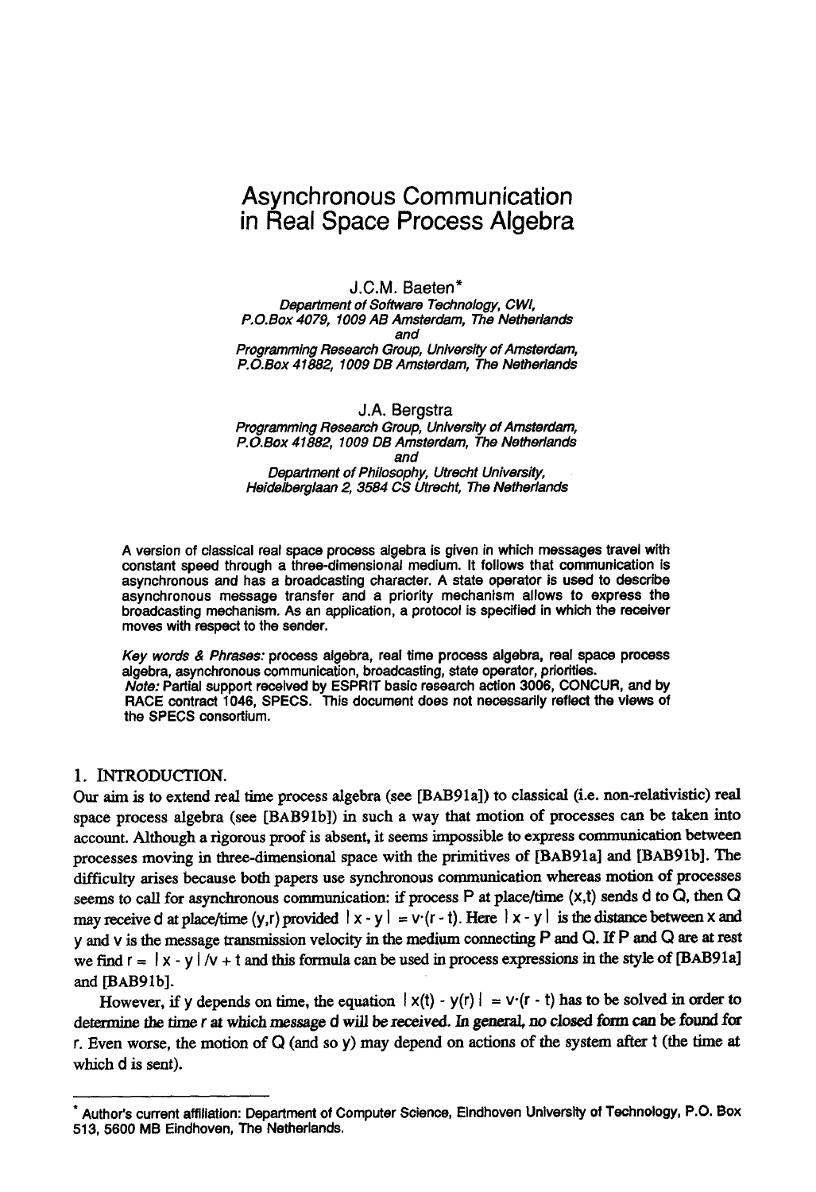# Asynchronous Communication in Real Space Process Algebra

J.C.M. Baeten*

*Department of Software Technology, CWI,*
*P.O.Box 4079, 1009 AB Amsterdam, The Netherlands*
*and*
*Programming Research Group, University of Amsterdam,*
*P.O.Box 41882, 1009 DB Amsterdam, The Netherlands*

J.A. Bergstra

*Programming Research Group, University of Amsterdam,*
*P.O.Box 41882, 1009 DB Amsterdam, The Netherlands*
*and*
*Department of Philosophy, Utrecht University,*
*Heidelberglaan 2, 3584 CS Utrecht, The Netherlands*

A version of classical real space process algebra is given in which messages travel with constant speed through a three-dimensional medium. It follows that communication is asynchronous and has a broadcasting character. A state operator is used to describe asynchronous message transfer and a priority mechanism allows to express the broadcasting mechanism. As an application, a protocol is specified in which the receiver moves with respect to the sender.

*Key words & Phrases:* process algebra, real time process algebra, real space process algebra, asynchronous communication, broadcasting, state operator, priorities.
*Note:* Partial support received by ESPRIT basic research action 3006, CONCUR, and by RACE contract 1046, SPECS. This document does not necessarily reflect the views of the SPECS consortium.

## 1. INTRODUCTION.

Our aim is to extend real time process algebra (see [BAB91a]) to classical (i.e. non-relativistic) real space process algebra (see [BAB91b]) in such a way that motion of processes can be taken into account. Although a rigorous proof is absent, it seems impossible to express communication between processes moving in three-dimensional space with the primitives of [BAB91a] and [BAB91b]. The difficulty arises because both papers use synchronous communication whereas motion of processes seems to call for asynchronous communication: if process P at place/time $(x,t)$ sends d to Q, then Q may receive d at place/time $(y,r)$ provided $|x - y| = v \cdot (r - t)$. Here $|x - y|$ is the distance between x and y and v is the message transmission velocity in the medium connecting P and Q. If P and Q are at rest we find $r = |x - y|/v + t$ and this formula can be used in process expressions in the style of [BAB91a] and [BAB91b].

However, if y depends on time, the equation $|x(t) - y(r)| = v \cdot (r - t)$ has to be solved in order to determine the time r at which message d will be received. In general, no closed form can be found for r. Even worse, the motion of Q (and so y) may depend on actions of the system after t (the time at which d is sent).

---

* Author's current affiliation: Department of Computer Science, Eindhoven University of Technology, P.O. Box 513, 5600 MB Eindhoven, The Netherlands.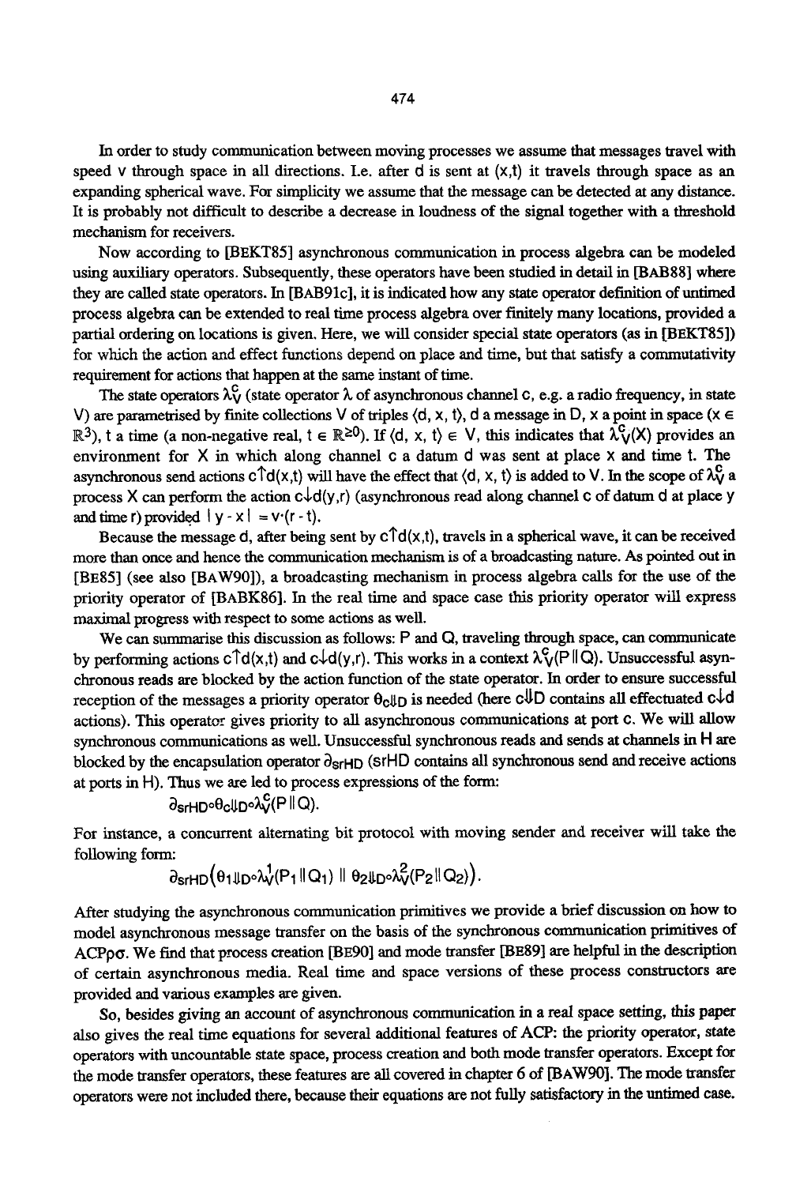In order to study communication between moving processes we assume that messages travel with speed v through space in all directions. I.e. after d is sent at (x,t) it travels through space as an expanding spherical wave. For simplicity we assume that the message can be detected at any distance. It is probably not difficult to describe a decrease in loudness of the signal together with a threshold mechanism for receivers.

Now according to [BEKT85] asynchronous communication in process algebra can be modeled using auxiliary operators. Subsequently, these operators have been studied in detail in [BAB88] where they are called state operators. In [BAB91c], it is indicated how any state operator definition of untimed process algebra can be extended to real time process algebra over finitely many locations, provided a partial ordering on locations is given. Here, we will consider special state operators (as in [BEKT85]) for which the action and effect functions depend on place and time, but that satisfy a commutativity requirement for actions that happen at the same instant of time.

The state operators $\lambda_V^c$ (state operator $\lambda$ of asynchronous channel c, e.g. a radio frequency, in state V) are parametrised by finite collections V of triples $\langle d, x, t\rangle$, d a message in D, x a point in space ($x \in \mathbb{R}^3$), t a time (a non-negative real, $t \in \mathbb{R}^{\geq 0}$). If $\langle d, x, t\rangle \in V$, this indicates that $\lambda_V^c(X)$ provides an environment for X in which along channel c a datum d was sent at place x and time t. The asynchronous send actions $c{\uparrow}d(x,t)$ will have the effect that $\langle d, x, t\rangle$ is added to V. In the scope of $\lambda_V^c$ a process X can perform the action $c{\downarrow}d(y,r)$ (asynchronous read along channel c of datum d at place y and time r) provided $|y - x| = v{\cdot}(r - t)$.

Because the message d, after being sent by $c{\uparrow}d(x,t)$, travels in a spherical wave, it can be received more than once and hence the communication mechanism is of a broadcasting nature. As pointed out in [BE85] (see also [BAW90]), a broadcasting mechanism in process algebra calls for the use of the priority operator of [BABK86]. In the real time and space case this priority operator will express maximal progress with respect to some actions as well.

We can summarise this discussion as follows: P and Q, traveling through space, can communicate by performing actions $c{\uparrow}d(x,t)$ and $c{\downarrow}d(y,r)$. This works in a context $\lambda_V^c(P \,\|\, Q)$. Unsuccessful asynchronous reads are blocked by the action function of the state operator. In order to ensure successful reception of the messages a priority operator $\theta_{c{\Downarrow}D}$ is needed (here $c{\Downarrow}D$ contains all effectuated $c{\downarrow}d$ actions). This operator gives priority to all asynchronous communications at port c. We will allow synchronous communications as well. Unsuccessful synchronous reads and sends at channels in H are blocked by the encapsulation operator $\partial_{srHD}$ (srHD contains all synchronous send and receive actions at ports in H). Thus we are led to process expressions of the form:

$$\partial_{srHD} \circ \theta_{c{\Downarrow}D} \circ \lambda_V^c(P \,\|\, Q).$$

For instance, a concurrent alternating bit protocol with moving sender and receiver will take the following form:

$$\partial_{srHD}\big(\theta_{1{\Downarrow}D} \circ \lambda_V^1(P_1 \,\|\, Q_1) \,\|\, \theta_{2{\Downarrow}D} \circ \lambda_V^2(P_2 \,\|\, Q_2)\big).$$

After studying the asynchronous communication primitives we provide a brief discussion on how to model asynchronous message transfer on the basis of the synchronous communication primitives of ACP$\rho\sigma$. We find that process creation [BE90] and mode transfer [BE89] are helpful in the description of certain asynchronous media. Real time and space versions of these process constructors are provided and various examples are given.

So, besides giving an account of asynchronous communication in a real space setting, this paper also gives the real time equations for several additional features of ACP: the priority operator, state operators with uncountable state space, process creation and both mode transfer operators. Except for the mode transfer operators, these features are all covered in chapter 6 of [BAW90]. The mode transfer operators were not included there, because their equations are not fully satisfactory in the untimed case.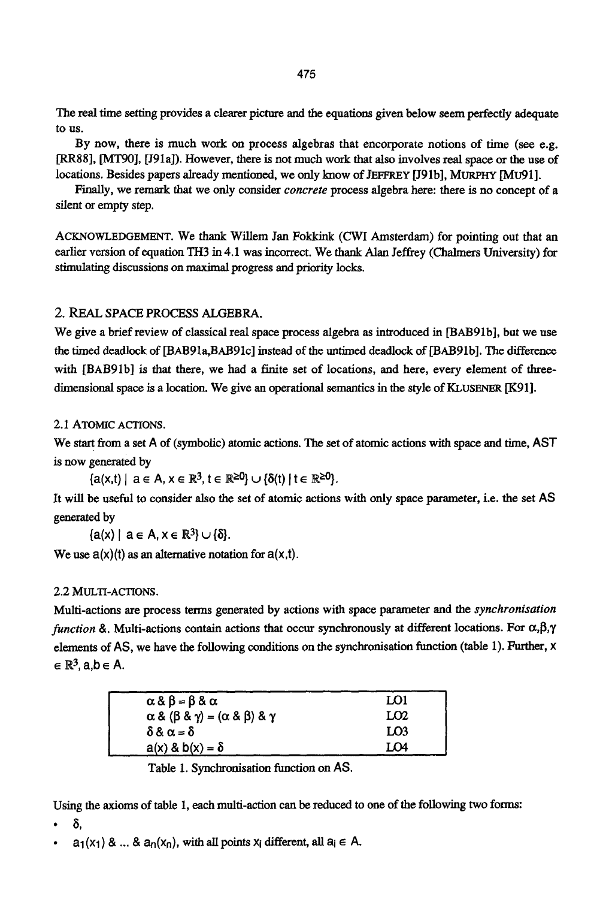The real time setting provides a clearer picture and the equations given below seem perfectly adequate to us.

By now, there is much work on process algebras that encorporate notions of time (see e.g. [RR88], [MT90], [J91a]). However, there is not much work that also involves real space or the use of locations. Besides papers already mentioned, we only know of JEFFREY [J91b], MURPHY [Mu91].

Finally, we remark that we only consider *concrete* process algebra here: there is no concept of a silent or empty step.

ACKNOWLEDGEMENT. We thank Willem Jan Fokkink (CWI Amsterdam) for pointing out that an earlier version of equation TH3 in 4.1 was incorrect. We thank Alan Jeffrey (Chalmers University) for stimulating discussions on maximal progress and priority locks.

## 2. REAL SPACE PROCESS ALGEBRA.

We give a brief review of classical real space process algebra as introduced in [BAB91b], but we use the timed deadlock of [BAB91a,BAB91c] instead of the untimed deadlock of [BAB91b]. The difference with [BAB91b] is that there, we had a finite set of locations, and here, every element of three-dimensional space is a location. We give an operational semantics in the style of KLUSENER [K91].

### 2.1 ATOMIC ACTIONS.

We start from a set A of (symbolic) atomic actions. The set of atomic actions with space and time, AST is now generated by

$$\{a(x,t) \mid a \in A, x \in \mathbb{R}^3, t \in \mathbb{R}^{\geq 0}\} \cup \{\delta(t) \mid t \in \mathbb{R}^{\geq 0}\}.$$

It will be useful to consider also the set of atomic actions with only space parameter, i.e. the set AS generated by

$$\{a(x) \mid a \in A, x \in \mathbb{R}^3\} \cup \{\delta\}.$$

We use $a(x)(t)$ as an alternative notation for $a(x,t)$.

### 2.2 MULTI-ACTIONS.

Multi-actions are process terms generated by actions with space parameter and the *synchronisation function* &. Multi-actions contain actions that occur synchronously at different locations. For $\alpha,\beta,\gamma$ elements of AS, we have the following conditions on the synchronisation function (table 1). Further, $x \in \mathbb{R}^3$, $a,b \in A$.

| | |
|---|---|
| $\alpha \,\&\, \beta = \beta \,\&\, \alpha$ | LO1 |
| $\alpha \,\&\, (\beta \,\&\, \gamma) = (\alpha \,\&\, \beta) \,\&\, \gamma$ | LO2 |
| $\delta \,\&\, \alpha = \delta$ | LO3 |
| $a(x) \,\&\, b(x) = \delta$ | LO4 |

Table 1. Synchronisation function on AS.

Using the axioms of table 1, each multi-action can be reduced to one of the following two forms:

- $\delta$,
- $a_1(x_1) \,\&\, \ldots \,\&\, a_n(x_n)$, with all points $x_i$ different, all $a_i \in A$.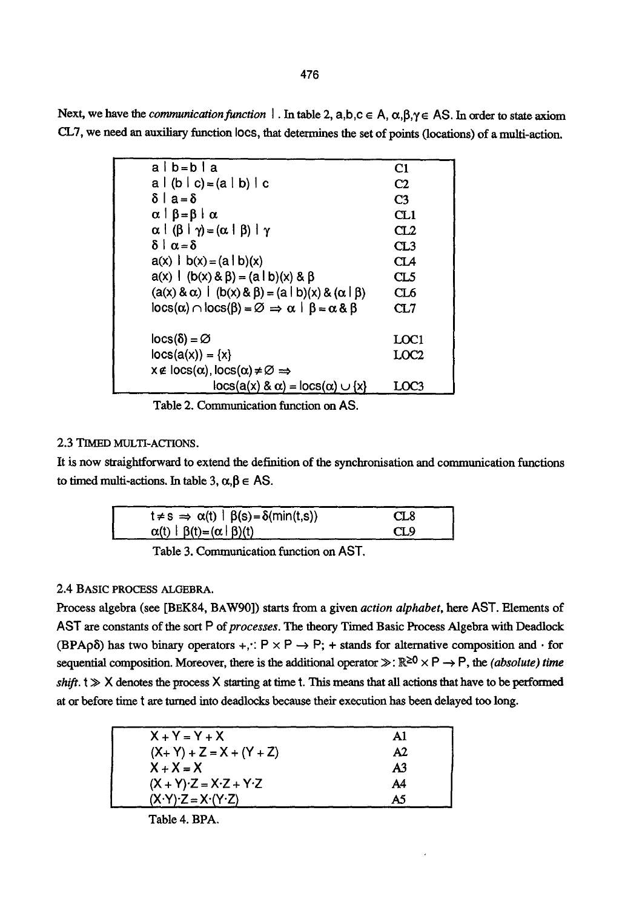Next, we have the *communication function* $|$. In table 2, $a,b,c \in A$, $\alpha,\beta,\gamma \in AS$. In order to state axiom CL7, we need an auxiliary function locs, that determines the set of points (locations) of a multi-action.

| | |
|---|---|
| $a \mid b = b \mid a$ | C1 |
| $a \mid (b \mid c) = (a \mid b) \mid c$ | C2 |
| $\delta \mid a = \delta$ | C3 |
| $\alpha \mid \beta = \beta \mid \alpha$ | CL1 |
| $\alpha \mid (\beta \mid \gamma) = (\alpha \mid \beta) \mid \gamma$ | CL2 |
| $\delta \mid \alpha = \delta$ | CL3 |
| $a(x) \mid b(x) = (a \mid b)(x)$ | CL4 |
| $a(x) \mid (b(x) \,\&\, \beta) = (a \mid b)(x) \,\&\, \beta$ | CL5 |
| $(a(x) \,\&\, \alpha) \mid (b(x) \,\&\, \beta) = (a \mid b)(x) \,\&\, (\alpha \mid \beta)$ | CL6 |
| $locs(\alpha) \cap locs(\beta) = \varnothing \Rightarrow \alpha \mid \beta = \alpha \,\&\, \beta$ | CL7 |
| $locs(\delta) = \varnothing$ | LOC1 |
| $locs(a(x)) = \{x\}$ | LOC2 |
| $x \notin locs(\alpha), locs(\alpha) \neq \varnothing \Rightarrow locs(a(x) \,\&\, \alpha) = locs(\alpha) \cup \{x\}$ | LOC3 |

Table 2. Communication function on AS.

### 2.3 TIMED MULTI-ACTIONS.

It is now straightforward to extend the definition of the synchronisation and communication functions to timed multi-actions. In table 3, $\alpha,\beta \in AS$.

| | |
|---|---|
| $t \neq s \Rightarrow \alpha(t) \mid \beta(s) = \delta(\min(t,s))$ | CL8 |
| $\alpha(t) \mid \beta(t) = (\alpha \mid \beta)(t)$ | CL9 |

Table 3. Communication function on AST.

### 2.4 BASIC PROCESS ALGEBRA.

Process algebra (see [BEK84, BAW90]) starts from a given *action alphabet*, here AST. Elements of AST are constants of the sort P of *processes*. The theory Timed Basic Process Algebra with Deadlock (BPA$\rho\delta$) has two binary operators $+,\cdot$: $P \times P \rightarrow P$; $+$ stands for alternative composition and $\cdot$ for sequential composition. Moreover, there is the additional operator $\gg$: $\mathbb{R}^{\geq 0} \times P \rightarrow P$, the *(absolute) time shift*. $t \gg X$ denotes the process X starting at time t. This means that all actions that have to be performed at or before time t are turned into deadlocks because their execution has been delayed too long.

| | |
|---|---|
| $X + Y = Y + X$ | A1 |
| $(X + Y) + Z = X + (Y + Z)$ | A2 |
| $X + X = X$ | A3 |
| $(X + Y) \cdot Z = X \cdot Z + Y \cdot Z$ | A4 |
| $(X \cdot Y) \cdot Z = X \cdot (Y \cdot Z)$ | A5 |

Table 4. BPA.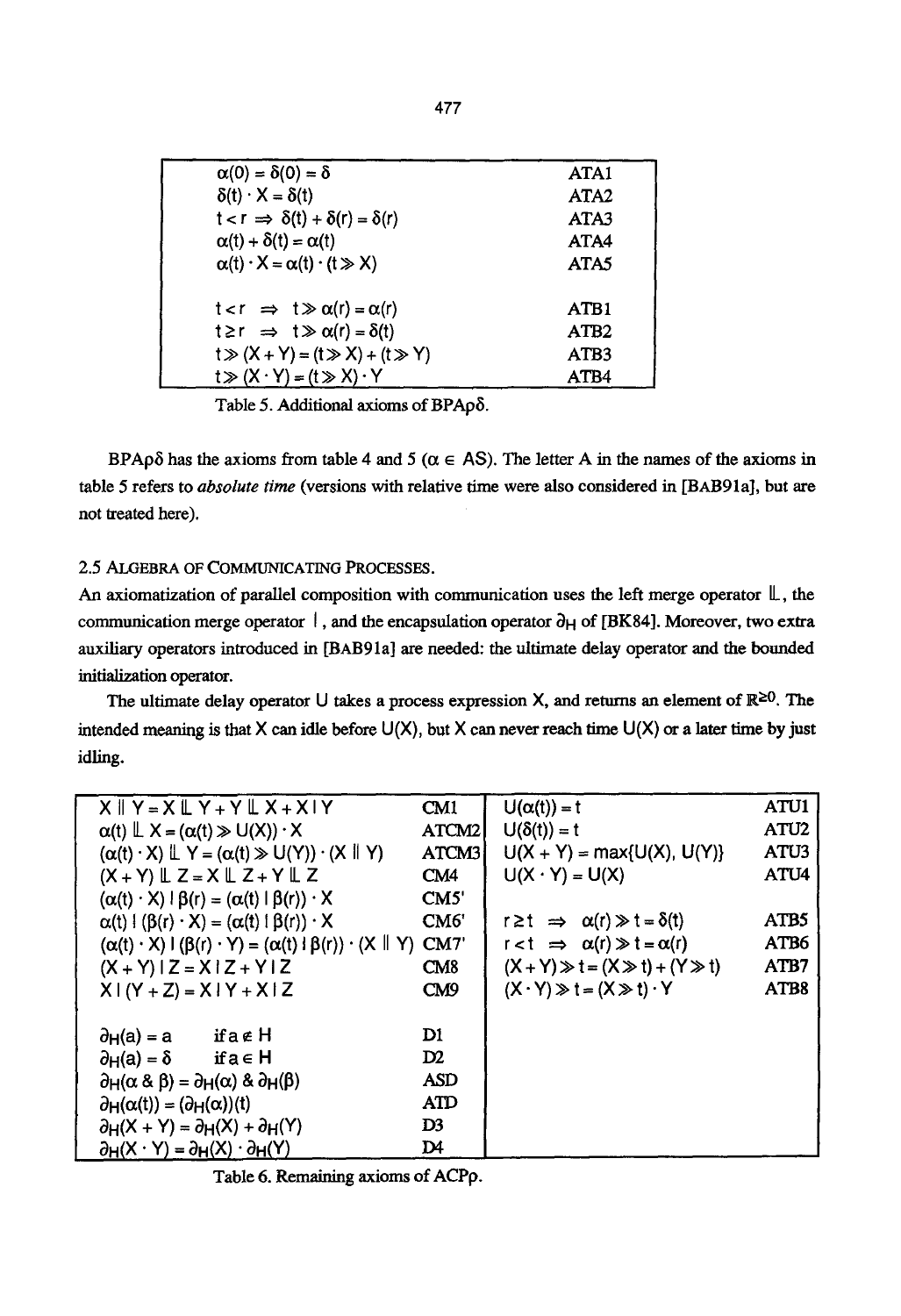| | |
|---|---|
| $\alpha(0) = \delta(0) = \delta$ | ATA1 |
| $\delta(t) \cdot X = \delta(t)$ | ATA2 |
| $t < r \Rightarrow \delta(t) + \delta(r) = \delta(r)$ | ATA3 |
| $\alpha(t) + \delta(t) = \alpha(t)$ | ATA4 |
| $\alpha(t) \cdot X = \alpha(t) \cdot (t \gg X)$ | ATA5 |
| | |
| $t < r \;\Rightarrow\; t \gg \alpha(r) = \alpha(r)$ | ATB1 |
| $t \geq r \;\Rightarrow\; t \gg \alpha(r) = \delta(t)$ | ATB2 |
| $t \gg (X + Y) = (t \gg X) + (t \gg Y)$ | ATB3 |
| $t \gg (X \cdot Y) = (t \gg X) \cdot Y$ | ATB4 |

Table 5. Additional axioms of BPAρδ.

BPAρδ has the axioms from table 4 and 5 ($\alpha \in AS$). The letter A in the names of the axioms in table 5 refers to *absolute time* (versions with relative time were also considered in [BAB91a], but are not treated here).

### 2.5 Algebra of Communicating Processes.

An axiomatization of parallel composition with communication uses the left merge operator $⌊\!⌊$, the communication merge operator $|$, and the encapsulation operator $\partial_H$ of [BK84]. Moreover, two extra auxiliary operators introduced in [BAB91a] are needed: the ultimate delay operator and the bounded initialization operator.

The ultimate delay operator U takes a process expression X, and returns an element of $\mathbb{R}^{\geq 0}$. The intended meaning is that X can idle before U(X), but X can never reach time U(X) or a later time by just idling.

| | | | |
|---|---|---|---|
| $X \parallel Y = X ⌊\!⌊ Y + Y ⌊\!⌊ X + X \mid Y$ | CM1 | $U(\alpha(t)) = t$ | ATU1 |
| $\alpha(t) ⌊\!⌊ X = (\alpha(t) \gg U(X)) \cdot X$ | ATCM2 | $U(\delta(t)) = t$ | ATU2 |
| $(\alpha(t) \cdot X) ⌊\!⌊ Y = (\alpha(t) \gg U(Y)) \cdot (X \parallel Y)$ | ATCM3 | $U(X + Y) = \max\{U(X), U(Y)\}$ | ATU3 |
| $(X + Y) ⌊\!⌊ Z = X ⌊\!⌊ Z + Y ⌊\!⌊ Z$ | CM4 | $U(X \cdot Y) = U(X)$ | ATU4 |
| $(\alpha(t) \cdot X) \mid \beta(r) = (\alpha(t) \mid \beta(r)) \cdot X$ | CM5' | | |
| $\alpha(t) \mid (\beta(r) \cdot X) = (\alpha(t) \mid \beta(r)) \cdot X$ | CM6' | $r \geq t \;\Rightarrow\; \alpha(r) \gg t = \delta(t)$ | ATB5 |
| $(\alpha(t) \cdot X) \mid (\beta(r) \cdot Y) = (\alpha(t) \mid \beta(r)) \cdot (X \parallel Y)$ | CM7' | $r < t \;\Rightarrow\; \alpha(r) \gg t = \alpha(r)$ | ATB6 |
| $(X + Y) \mid Z = X \mid Z + Y \mid Z$ | CM8 | $(X + Y) \gg t = (X \gg t) + (Y \gg t)$ | ATB7 |
| $X \mid (Y + Z) = X \mid Y + X \mid Z$ | CM9 | $(X \cdot Y) \gg t = (X \gg t) \cdot Y$ | ATB8 |
| | | | |
| $\partial_H(a) = a \quad$ if $a \notin H$ | D1 | | |
| $\partial_H(a) = \delta \quad$ if $a \in H$ | D2 | | |
| $\partial_H(\alpha \mathbin{\&} \beta) = \partial_H(\alpha) \mathbin{\&} \partial_H(\beta)$ | ASD | | |
| $\partial_H(\alpha(t)) = (\partial_H(\alpha))(t)$ | ATD | | |
| $\partial_H(X + Y) = \partial_H(X) + \partial_H(Y)$ | D3 | | |
| $\partial_H(X \cdot Y) = \partial_H(X) \cdot \partial_H(Y)$ | D4 | | |

Table 6. Remaining axioms of ACPρ.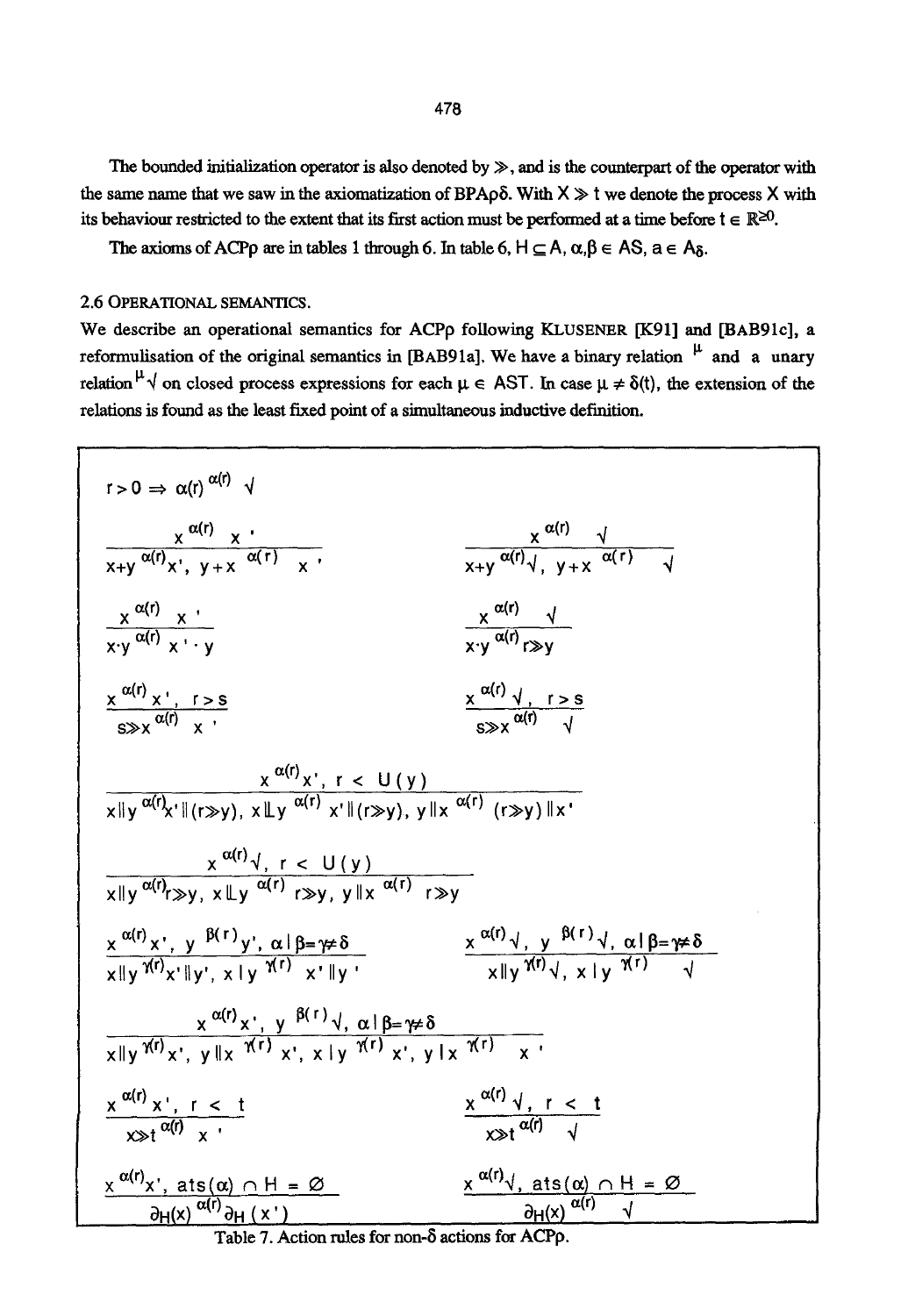The bounded initialization operator is also denoted by $\gg$, and is the counterpart of the operator with the same name that we saw in the axiomatization of BPAρδ. With $X \gg t$ we denote the process X with its behaviour restricted to the extent that its first action must be performed at a time before $t \in \mathbb{R}^{\geq 0}$.

The axioms of ACPρ are in tables 1 through 6. In table 6, $H \subseteq A$, $\alpha, \beta \in AS$, $a \in A_\delta$.

### 2.6 Operational semantics.

We describe an operational semantics for ACPρ following KLUSENER [K91] and [BAB91c], a reformulisation of the original semantics in [BAB91a]. We have a binary relation $\xrightarrow{\mu}$ and a unary relation $\xrightarrow{\mu}\surd$ on closed process expressions for each $\mu \in AST$. In case $\mu \neq \delta(t)$, the extension of the relations is found as the least fixed point of a simultaneous inductive definition.

$$r > 0 \Rightarrow \alpha(r) \xrightarrow{\alpha(r)} \surd$$

$$\frac{x \xrightarrow{\alpha(r)} x'}{x+y \xrightarrow{\alpha(r)} x',\ y+x \xrightarrow{\alpha(r)} x'} \qquad \frac{x \xrightarrow{\alpha(r)} \surd}{x+y \xrightarrow{\alpha(r)} \surd,\ y+x \xrightarrow{\alpha(r)} \surd}$$

$$\frac{x \xrightarrow{\alpha(r)} x'}{x \cdot y \xrightarrow{\alpha(r)} x' \cdot y} \qquad \frac{x \xrightarrow{\alpha(r)} \surd}{x \cdot y \xrightarrow{\alpha(r)} r \gg y}$$

$$\frac{x \xrightarrow{\alpha(r)} x',\ r > s}{s \gg x \xrightarrow{\alpha(r)} x'} \qquad \frac{x \xrightarrow{\alpha(r)} \surd,\ r > s}{s \gg x \xrightarrow{\alpha(r)} \surd}$$

$$\frac{x \xrightarrow{\alpha(r)} x',\ r < U(y)}{x \| y \xrightarrow{\alpha(r)} x' \| (r \gg y),\ x \mathbin{\|\!\_} y \xrightarrow{\alpha(r)} x' \| (r \gg y),\ y \| x \xrightarrow{\alpha(r)} (r \gg y) \| x'}$$

$$\frac{x \xrightarrow{\alpha(r)} \surd,\ r < U(y)}{x \| y \xrightarrow{\alpha(r)} r \gg y,\ x \mathbin{\|\!\_} y \xrightarrow{\alpha(r)} r \gg y,\ y \| x \xrightarrow{\alpha(r)} r \gg y}$$

$$\frac{x \xrightarrow{\alpha(r)} x',\ y \xrightarrow{\beta(r)} y',\ \alpha \mid \beta = \gamma \neq \delta}{x \| y \xrightarrow{\gamma(r)} x' \| y',\ x \mid y \xrightarrow{\gamma(r)} x' \| y'} \qquad \frac{x \xrightarrow{\alpha(r)} \surd,\ y \xrightarrow{\beta(r)} \surd,\ \alpha \mid \beta = \gamma \neq \delta}{x \| y \xrightarrow{\gamma(r)} \surd,\ x \mid y \xrightarrow{\gamma(r)} \surd}$$

$$\frac{x \xrightarrow{\alpha(r)} x',\ y \xrightarrow{\beta(r)} \surd,\ \alpha \mid \beta = \gamma \neq \delta}{x \| y \xrightarrow{\gamma(r)} x',\ y \| x \xrightarrow{\gamma(r)} x',\ x \mid y \xrightarrow{\gamma(r)} x',\ y \mid x \xrightarrow{\gamma(r)} x'}$$

$$\frac{x \xrightarrow{\alpha(r)} x',\ r < t}{x \gg t \xrightarrow{\alpha(r)} x'} \qquad \frac{x \xrightarrow{\alpha(r)} \surd,\ r < t}{x \gg t \xrightarrow{\alpha(r)} \surd}$$

$$\frac{x \xrightarrow{\alpha(r)} x',\ ats(\alpha) \cap H = \emptyset}{\partial_H(x) \xrightarrow{\alpha(r)} \partial_H(x')} \qquad \frac{x \xrightarrow{\alpha(r)} \surd,\ ats(\alpha) \cap H = \emptyset}{\partial_H(x) \xrightarrow{\alpha(r)} \surd}$$

Table 7. Action rules for non-δ actions for ACPρ.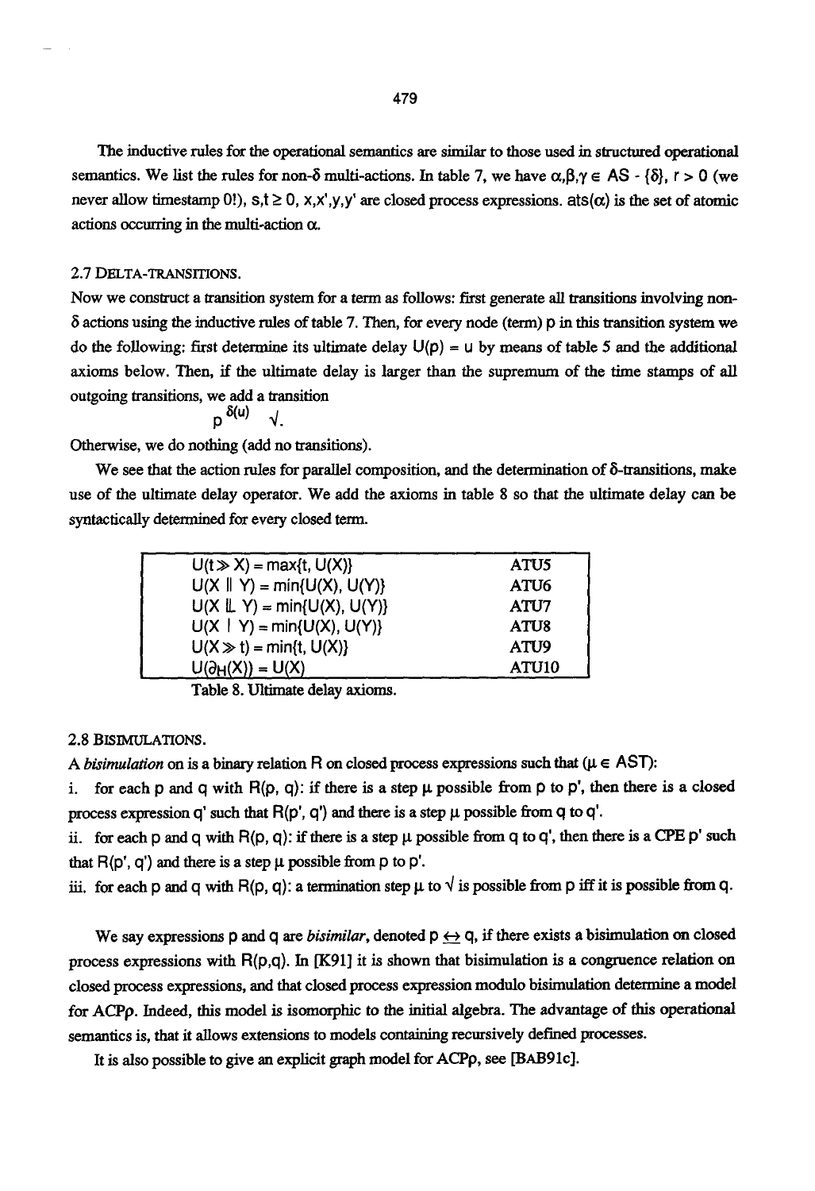The inductive rules for the operational semantics are similar to those used in structured operational semantics. We list the rules for non-$\delta$ multi-actions. In table 7, we have $\alpha,\beta,\gamma \in AS - \{\delta\}$, $r > 0$ (we never allow timestamp 0!), $s,t \geq 0$, $x,x',y,y'$ are closed process expressions. $ats(\alpha)$ is the set of atomic actions occurring in the multi-action $\alpha$.

### 2.7 DELTA-TRANSITIONS.

Now we construct a transition system for a term as follows: first generate all transitions involving non-$\delta$ actions using the inductive rules of table 7. Then, for every node (term) $p$ in this transition system we do the following: first determine its ultimate delay $U(p) = u$ by means of table 5 and the additional axioms below. Then, if the ultimate delay is larger than the supremum of the time stamps of all outgoing transitions, we add a transition

$$p \xrightarrow{\delta(u)} \surd.$$

Otherwise, we do nothing (add no transitions).

We see that the action rules for parallel composition, and the determination of $\delta$-transitions, make use of the ultimate delay operator. We add the axioms in table 8 so that the ultimate delay can be syntactically determined for every closed term.

| | |
|---|---|
| $U(t \gg X) = \max\{t, U(X)\}$ | ATU5 |
| $U(X \parallel Y) = \min\{U(X), U(Y)\}$ | ATU6 |
| $U(X \mathbin{\lfloor\!\lfloor} Y) = \min\{U(X), U(Y)\}$ | ATU7 |
| $U(X \mid Y) = \min\{U(X), U(Y)\}$ | ATU8 |
| $U(X \gg t) = \min\{t, U(X)\}$ | ATU9 |
| $U(\partial_H(X)) = U(X)$ | ATU10 |

Table 8. Ultimate delay axioms.

### 2.8 BISIMULATIONS.

A *bisimulation* on is a binary relation $R$ on closed process expressions such that ($\mu \in AST$):

i. for each $p$ and $q$ with $R(p, q)$: if there is a step $\mu$ possible from $p$ to $p'$, then there is a closed process expression $q'$ such that $R(p', q')$ and there is a step $\mu$ possible from $q$ to $q'$.

ii. for each $p$ and $q$ with $R(p, q)$: if there is a step $\mu$ possible from $q$ to $q'$, then there is a CPE $p'$ such that $R(p', q')$ and there is a step $\mu$ possible from $p$ to $p'$.

iii. for each $p$ and $q$ with $R(p, q)$: a termination step $\mu$ to $\surd$ is possible from $p$ iff it is possible from $q$.

We say expressions $p$ and $q$ are *bisimilar*, denoted $p \leftrightarrow q$, if there exists a bisimulation on closed process expressions with $R(p,q)$. In [K91] it is shown that bisimulation is a congruence relation on closed process expressions, and that closed process expression modulo bisimulation determine a model for ACP$\rho$. Indeed, this model is isomorphic to the initial algebra. The advantage of this operational semantics is, that it allows extensions to models containing recursively defined processes.

It is also possible to give an explicit graph model for ACP$\rho$, see [BAB91c].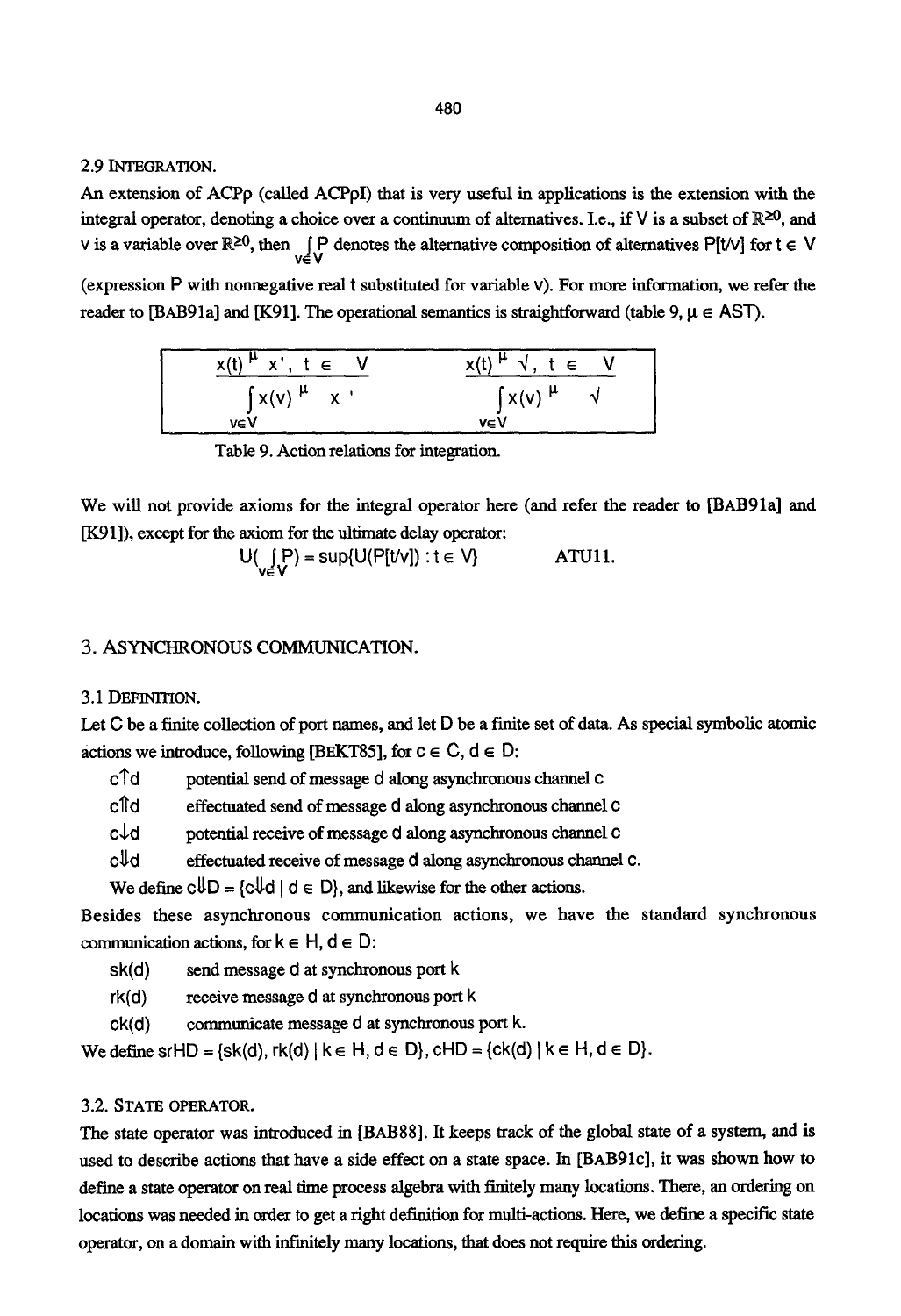### 2.9 INTEGRATION.

An extension of ACPρ (called ACPρI) that is very useful in applications is the extension with the integral operator, denoting a choice over a continuum of alternatives. I.e., if V is a subset of $\mathbb{R}^{\geq 0}$, and v is a variable over $\mathbb{R}^{\geq 0}$, then $\int_{v \in V} P$ denotes the alternative composition of alternatives $P[t/v]$ for $t \in V$ (expression P with nonnegative real t substituted for variable v). For more information, we refer the reader to [BAB91a] and [K91]. The operational semantics is straightforward (table 9, $\mu \in AST$).

| | |
|---|---|
| $\dfrac{x(t) \xrightarrow{\mu} x',\ t \in V}{\int_{v \in V} x(v) \xrightarrow{\mu} x'}$ | $\dfrac{x(t) \xrightarrow{\mu} \surd,\ t \in V}{\int_{v \in V} x(v) \xrightarrow{\mu} \surd}$ |

Table 9. Action relations for integration.

We will not provide axioms for the integral operator here (and refer the reader to [BAB91a] and [K91]), except for the axiom for the ultimate delay operator:

$$U(\int_{v \in V} P) = \sup\{U(P[t/v]) : t \in V\} \qquad \text{ATU11.}$$

## 3. ASYNCHRONOUS COMMUNICATION.

### 3.1 DEFINITION.

Let C be a finite collection of port names, and let D be a finite set of data. As special symbolic atomic actions we introduce, following [BEKT85], for $c \in C$, $d \in D$:

- $c{\uparrow}d$ potential send of message d along asynchronous channel c
- $c{\Uparrow}d$ effectuated send of message d along asynchronous channel c
- $c{\downarrow}d$ potential receive of message d along asynchronous channel c
- $c{\Downarrow}d$ effectuated receive of message d along asynchronous channel c.

We define $c{\Downarrow}D = \{c{\Downarrow}d \mid d \in D\}$, and likewise for the other actions.

Besides these asynchronous communication actions, we have the standard synchronous communication actions, for $k \in H$, $d \in D$:

- $sk(d)$ send message d at synchronous port k
- $rk(d)$ receive message d at synchronous port k
- $ck(d)$ communicate message d at synchronous port k.

We define $srHD = \{sk(d), rk(d) \mid k \in H, d \in D\}$, $cHD = \{ck(d) \mid k \in H, d \in D\}$.

### 3.2. STATE OPERATOR.

The state operator was introduced in [BAB88]. It keeps track of the global state of a system, and is used to describe actions that have a side effect on a state space. In [BAB91c], it was shown how to define a state operator on real time process algebra with finitely many locations. There, an ordering on locations was needed in order to get a right definition for multi-actions. Here, we define a specific state operator, on a domain with infinitely many locations, that does not require this ordering.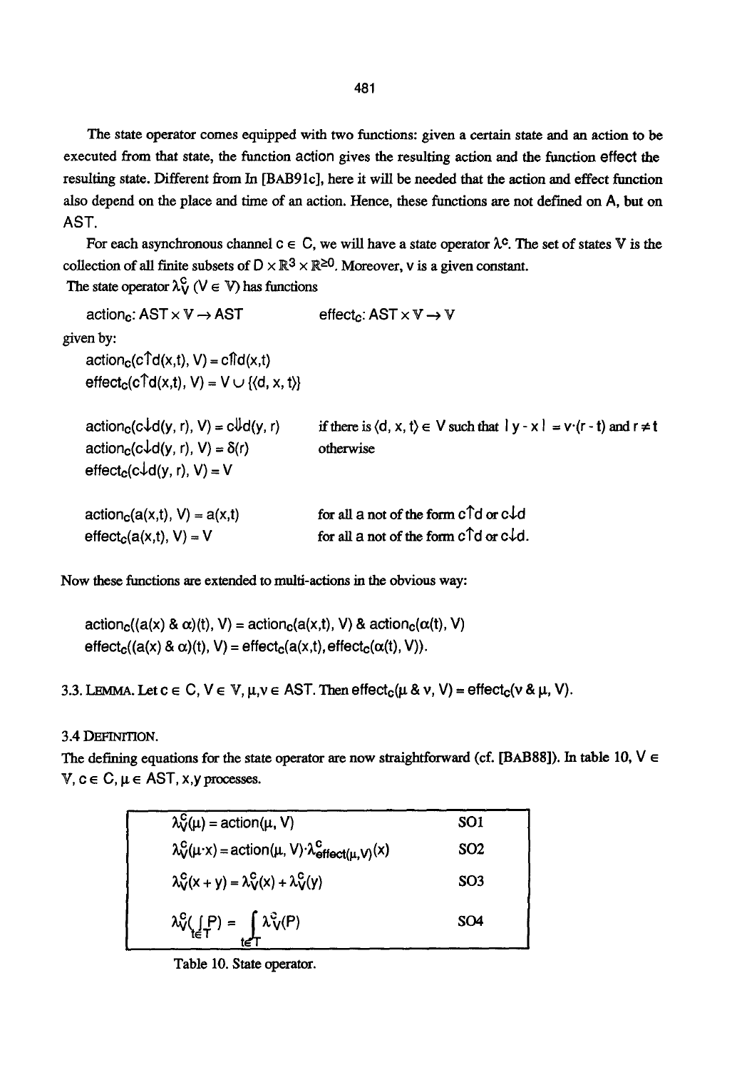The state operator comes equipped with two functions: given a certain state and an action to be executed from that state, the function action gives the resulting action and the function effect the resulting state. Different from In [BAB91c], here it will be needed that the action and effect function also depend on the place and time of an action. Hence, these functions are not defined on A, but on AST.

For each asynchronous channel $c \in C$, we will have a state operator $\lambda^c$. The set of states $\mathbb{V}$ is the collection of all finite subsets of $D \times \mathbb{R}^3 \times \mathbb{R}^{\geq 0}$. Moreover, v is a given constant.

The state operator $\lambda^c_V$ ($V \in \mathbb{V}$) has functions

$$\text{action}_c\text{: AST} \times \mathbb{V} \to \text{AST} \qquad \text{effect}_c\text{: AST} \times \mathbb{V} \to \mathbb{V}$$

given by:

$$\text{action}_c(c\!\uparrow\! d(x,t), V) = c\!\Uparrow\! d(x,t)$$
$$\text{effect}_c(c\!\uparrow\! d(x,t), V) = V \cup \{\langle d, x, t\rangle\}$$

| | |
|---|---|
| $\text{action}_c(c\!\downarrow\! d(y, r), V) = c\!\Downarrow\! d(y, r)$ | if there is $\langle d, x, t\rangle \in V$ such that $\mid y - x \mid = v\cdot(r - t)$ and $r \neq t$ |
| $\text{action}_c(c\!\downarrow\! d(y, r), V) = \delta(r)$ | otherwise |
| $\text{effect}_c(c\!\downarrow\! d(y, r), V) = V$ | |

| | |
|---|---|
| $\text{action}_c(a(x,t), V) = a(x,t)$ | for all a not of the form $c\!\uparrow\! d$ or $c\!\downarrow\! d$ |
| $\text{effect}_c(a(x,t), V) = V$ | for all a not of the form $c\!\uparrow\! d$ or $c\!\downarrow\! d$. |

Now these functions are extended to multi-actions in the obvious way:

$$\text{action}_c((a(x) \mathbin{\&} \alpha)(t), V) = \text{action}_c(a(x,t), V) \mathbin{\&} \text{action}_c(\alpha(t), V)$$
$$\text{effect}_c((a(x) \mathbin{\&} \alpha)(t), V) = \text{effect}_c(a(x,t), \text{effect}_c(\alpha(t), V)).$$

3.3. **Lemma.** Let $c \in C$, $V \in \mathbb{V}$, $\mu, \nu \in$ AST. Then $\text{effect}_c(\mu \mathbin{\&} \nu, V) = \text{effect}_c(\nu \mathbin{\&} \mu, V)$.

3.4 **Definition.**

The defining equations for the state operator are now straightforward (cf. [BAB88]). In table 10, $V \in \mathbb{V}$, $c \in C$, $\mu \in$ AST, x,y processes.

| | |
|---|---|
| $\lambda^c_V(\mu) = \text{action}(\mu, V)$ | SO1 |
| $\lambda^c_V(\mu\cdot x) = \text{action}(\mu, V)\cdot\lambda^c_{\text{effect}(\mu,V)}(x)$ | SO2 |
| $\lambda^c_V(x + y) = \lambda^c_V(x) + \lambda^c_V(y)$ | SO3 |
| $\lambda^c_V(\int_{t\in T} P) = \int_{t\in T} \lambda^c_V(P)$ | SO4 |

Table 10. State operator.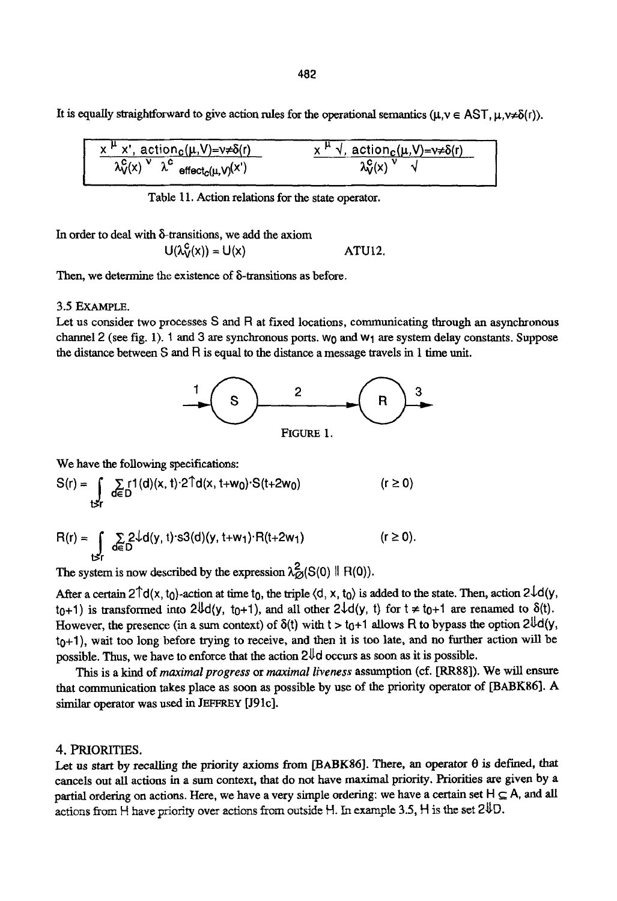It is equally straightforward to give action rules for the operational semantics ($\mu, \nu \in AST$, $\mu, \nu \neq \delta(r)$).

| $\dfrac{x \xrightarrow{\mu} x',\ action_c(\mu, V) = \nu \neq \delta(r)}{\lambda_V^c(x) \xrightarrow{\nu} \lambda^c_{effect_c(\mu,V)}(x')}$ | $\dfrac{x \xrightarrow{\mu} \surd,\ action_c(\mu, V) = \nu \neq \delta(r)}{\lambda_V^c(x) \xrightarrow{\nu} \surd}$ |
|---|---|

Table 11. Action relations for the state operator.

In order to deal with $\delta$-transitions, we add the axiom

$$U(\lambda_V^c(x)) = U(x) \qquad \text{ATU12.}$$

Then, we determine the existence of $\delta$-transitions as before.

### 3.5 EXAMPLE.

Let us consider two processes S and R at fixed locations, communicating through an asynchronous channel 2 (see fig. 1). 1 and 3 are synchronous ports. $w_0$ and $w_1$ are system delay constants. Suppose the distance between S and R is equal to the distance a message travels in 1 time unit.

FIGURE 1.

We have the following specifications:

$$S(r) = \int_{t \geq r} \sum_{d \in D} r1(d)(x, t) \cdot 2{\uparrow}d(x, t+w_0) \cdot S(t+2w_0) \qquad (r \geq 0)$$

$$R(r) = \int_{t \geq r} \sum_{d \in D} 2{\downarrow}d(y, t) \cdot s3(d)(y, t+w_1) \cdot R(t+2w_1) \qquad (r \geq 0).$$

The system is now described by the expression $\lambda_\emptyset^2(S(0) \parallel R(0))$.

After a certain $2{\uparrow}d(x, t_0)$-action at time $t_0$, the triple $\langle d, x, t_0 \rangle$ is added to the state. Then, action $2{\downarrow}d(y, t_0+1)$ is transformed into $2{\Downarrow}d(y, t_0+1)$, and all other $2{\downarrow}d(y, t)$ for $t \neq t_0+1$ are renamed to $\delta(t)$. However, the presence (in a sum context) of $\delta(t)$ with $t > t_0+1$ allows R to bypass the option $2{\Downarrow}d(y, t_0+1)$, wait too long before trying to receive, and then it is too late, and no further action will be possible. Thus, we have to enforce that the action $2{\Downarrow}d$ occurs as soon as it is possible.

This is a kind of *maximal progress* or *maximal liveness* assumption (cf. [RR88]). We will ensure that communication takes place as soon as possible by use of the priority operator of [BABK86]. A similar operator was used in JEFFREY [J91c].

## 4. PRIORITIES.

Let us start by recalling the priority axioms from [BABK86]. There, an operator $\theta$ is defined, that cancels out all actions in a sum context, that do not have maximal priority. Priorities are given by a partial ordering on actions. Here, we have a very simple ordering: we have a certain set $H \subseteq A$, and all actions from H have priority over actions from outside H. In example 3.5, H is the set $2{\Downarrow}D$.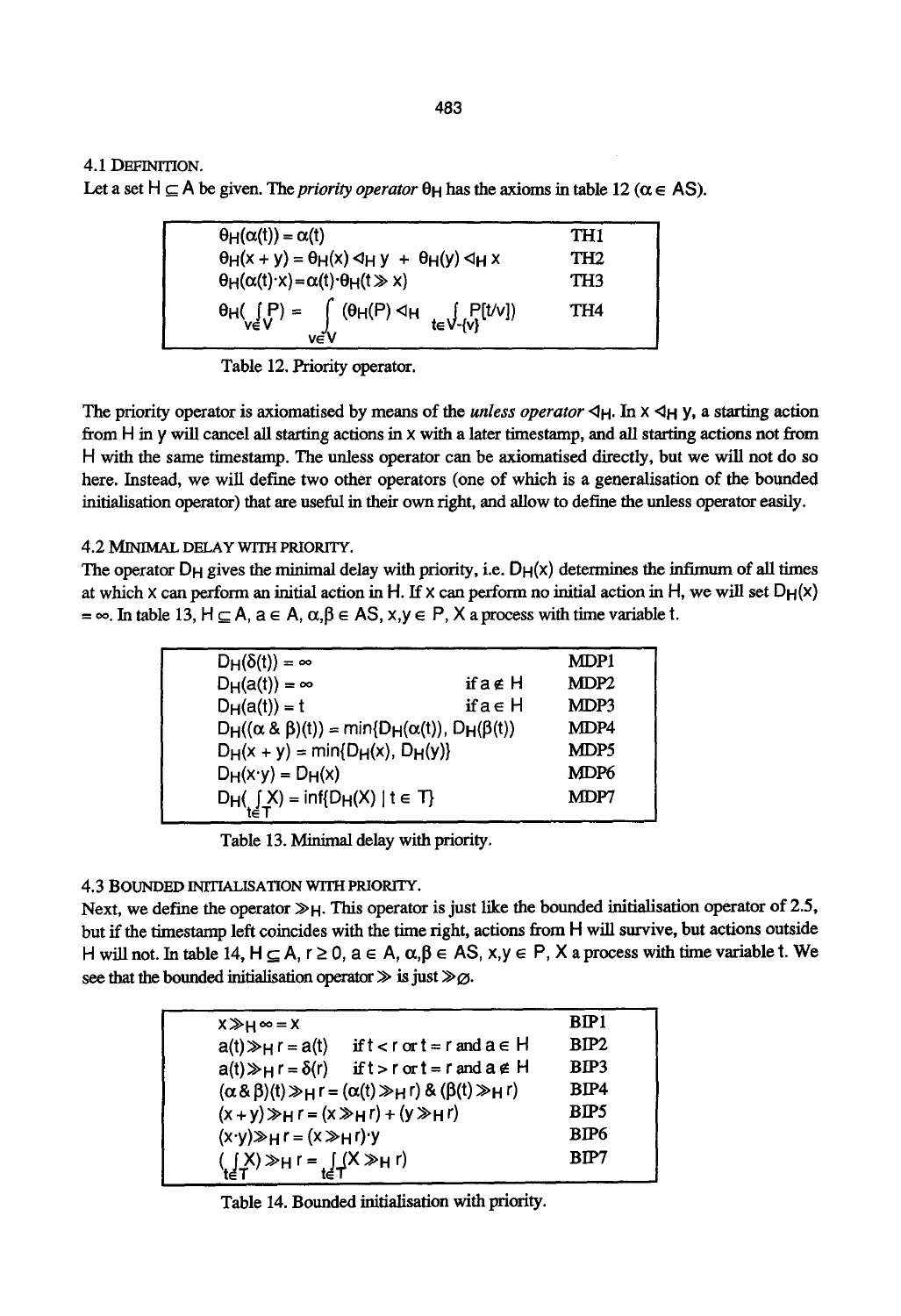**4.1 DEFINITION.**

Let a set $H \subseteq A$ be given. The *priority operator* $\theta_H$ has the axioms in table 12 ($\alpha \in AS$).

| | |
|---|---|
| $\theta_H(\alpha(t)) = \alpha(t)$ | TH1 |
| $\theta_H(x + y) = \theta_H(x) \lhd_H y \; + \; \theta_H(y) \lhd_H x$ | TH2 |
| $\theta_H(\alpha(t) \cdot x) = \alpha(t) \cdot \theta_H(t \gg x)$ | TH3 |
| $\theta_H(\int_{v \in V} P) = \int_{v \in V} (\theta_H(P) \lhd_H \int_{t \in V - \{v\}} P[t/v])$ | TH4 |

Table 12. Priority operator.

The priority operator is axiomatised by means of the *unless operator* $\lhd_H$. In $x \lhd_H y$, a starting action from $H$ in $y$ will cancel all starting actions in $x$ with a later timestamp, and all starting actions not from $H$ with the same timestamp. The unless operator can be axiomatised directly, but we will not do so here. Instead, we will define two other operators (one of which is a generalisation of the bounded initialisation operator) that are useful in their own right, and allow to define the unless operator easily.

**4.2 MINIMAL DELAY WITH PRIORITY.**

The operator $D_H$ gives the minimal delay with priority, i.e. $D_H(x)$ determines the infimum of all times at which $x$ can perform an initial action in $H$. If $x$ can perform no initial action in $H$, we will set $D_H(x) = \infty$. In table 13, $H \subseteq A$, $a \in A$, $\alpha, \beta \in AS$, $x, y \in P$, $X$ a process with time variable $t$.

| | | |
|---|---|---|
| $D_H(\delta(t)) = \infty$ | | MDP1 |
| $D_H(a(t)) = \infty$ | if $a \notin H$ | MDP2 |
| $D_H(a(t)) = t$ | if $a \in H$ | MDP3 |
| $D_H((\alpha \,\&\, \beta)(t)) = \min\{D_H(\alpha(t)), D_H(\beta(t))$ | | MDP4 |
| $D_H(x + y) = \min\{D_H(x), D_H(y)\}$ | | MDP5 |
| $D_H(x \cdot y) = D_H(x)$ | | MDP6 |
| $D_H(\int_{t \in T} X) = \inf\{D_H(X) \mid t \in T\}$ | | MDP7 |

Table 13. Minimal delay with priority.

**4.3 BOUNDED INITIALISATION WITH PRIORITY.**

Next, we define the operator $\gg_H$. This operator is just like the bounded initialisation operator of 2.5, but if the timestamp left coincides with the time right, actions from $H$ will survive, but actions outside $H$ will not. In table 14, $H \subseteq A$, $r \geq 0$, $a \in A$, $\alpha, \beta \in AS$, $x, y \in P$, $X$ a process with time variable $t$. We see that the bounded initialisation operator $\gg$ is just $\gg_\varnothing$.

| | | |
|---|---|---|
| $x \gg_H \infty = x$ | | BIP1 |
| $a(t) \gg_H r = a(t)$ | if $t < r$ or $t = r$ and $a \in H$ | BIP2 |
| $a(t) \gg_H r = \delta(r)$ | if $t > r$ or $t = r$ and $a \notin H$ | BIP3 |
| $(\alpha \,\&\, \beta)(t) \gg_H r = (\alpha(t) \gg_H r) \,\&\, (\beta(t) \gg_H r)$ | | BIP4 |
| $(x + y) \gg_H r = (x \gg_H r) + (y \gg_H r)$ | | BIP5 |
| $(x \cdot y) \gg_H r = (x \gg_H r) \cdot y$ | | BIP6 |
| $(\int_{t \in T} X) \gg_H r = \int_{t \in T} (X \gg_H r)$ | | BIP7 |

Table 14. Bounded initialisation with priority.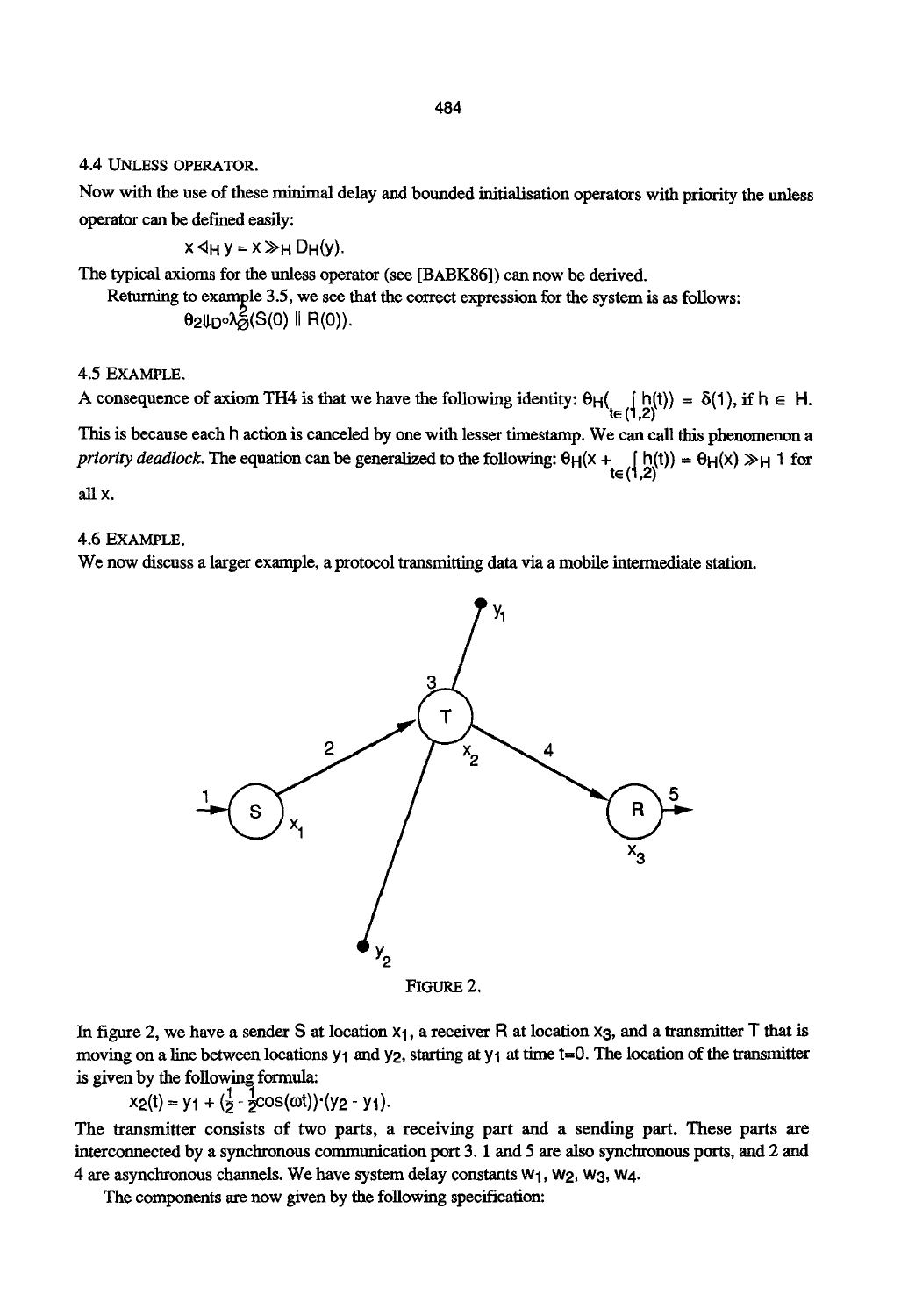### 4.4 Unless operator.

Now with the use of these minimal delay and bounded initialisation operators with priority the unless operator can be defined easily:

$$x \lhd_H y = x \gg_H D_H(y).$$

The typical axioms for the unless operator (see [BABK86]) can now be derived.

Returning to example 3.5, we see that the correct expression for the system is as follows:

$$\theta_2 \Downarrow_D \circ \lambda^2_\varnothing(S(0) \parallel R(0)).$$

### 4.5 Example.

A consequence of axiom TH4 is that we have the following identity: $\theta_H(\int_{t \in (1,2)} h(t)) = \delta(1)$, if $h \in H$. This is because each h action is canceled by one with lesser timestamp. We can call this phenomenon a *priority deadlock.* The equation can be generalized to the following: $\theta_H(x + \int_{t \in (1,2)} h(t)) = \theta_H(x) \gg_H 1$ for all x.

### 4.6 Example.

We now discuss a larger example, a protocol transmitting data via a mobile intermediate station.

FIGURE 2.

In figure 2, we have a sender S at location $x_1$, a receiver R at location $x_3$, and a transmitter T that is moving on a line between locations $y_1$ and $y_2$, starting at $y_1$ at time t=0. The location of the transmitter is given by the following formula:

$$x_2(t) = y_1 + (\tfrac{1}{2} - \tfrac{1}{2}\cos(\omega t)) \cdot (y_2 - y_1).$$

The transmitter consists of two parts, a receiving part and a sending part. These parts are interconnected by a synchronous communication port 3. 1 and 5 are also synchronous ports, and 2 and 4 are asynchronous channels. We have system delay constants $w_1$, $w_2$, $w_3$, $w_4$.

The components are now given by the following specification: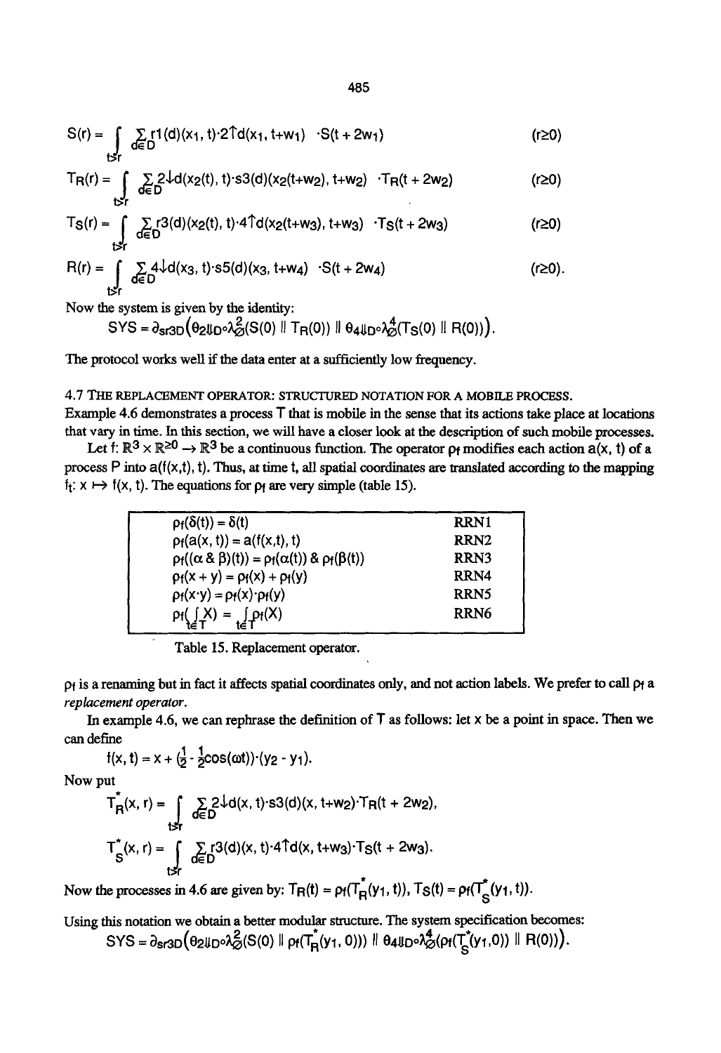$$S(r) = \int_{t>r} \sum_{d\in D} r1(d)(x_1, t)\cdot 2\uparrow d(x_1, t+w_1) \cdot S(t + 2w_1) \qquad (r\geq 0)$$

$$T_R(r) = \int_{t>r} \sum_{d\in D} 2\downarrow d(x_2(t), t)\cdot s3(d)(x_2(t+w_2), t+w_2) \cdot T_R(t + 2w_2) \qquad (r\geq 0)$$

$$T_S(r) = \int_{t>r} \sum_{d\in D} r3(d)(x_2(t), t)\cdot 4\uparrow d(x_2(t+w_3), t+w_3) \cdot T_S(t + 2w_3) \qquad (r\geq 0)$$

$$R(r) = \int_{t>r} \sum_{d\in D} 4\downarrow d(x_3, t)\cdot s5(d)(x_3, t+w_4) \cdot S(t + 2w_4) \qquad (r\geq 0).$$

Now the system is given by the identity:

$$SYS = \partial_{sr3D}\big(\theta_{2\Downarrow D}\circ\lambda^2_\varnothing(S(0) \parallel T_R(0)) \parallel \theta_{4\Downarrow D}\circ\lambda^4_\varnothing(T_S(0) \parallel R(0))\big).$$

The protocol works well if the data enter at a sufficiently low frequency.

### 4.7 THE REPLACEMENT OPERATOR: STRUCTURED NOTATION FOR A MOBILE PROCESS.

Example 4.6 demonstrates a process T that is mobile in the sense that its actions take place at locations that vary in time. In this section, we will have a closer look at the description of such mobile processes.

Let $f: \mathbb{R}^3 \times \mathbb{R}^{\geq 0} \to \mathbb{R}^3$ be a continuous function. The operator $\rho_f$ modifies each action $a(x, t)$ of a process P into $a(f(x,t), t)$. Thus, at time t, all spatial coordinates are translated according to the mapping $f_t: x \mapsto f(x, t)$. The equations for $\rho_f$ are very simple (table 15).

| | |
|---|---|
| $\rho_f(\delta(t)) = \delta(t)$ | RRN1 |
| $\rho_f(a(x, t)) = a(f(x,t), t)$ | RRN2 |
| $\rho_f((\alpha \,\&\, \beta)(t)) = \rho_f(\alpha(t)) \,\&\, \rho_f(\beta(t))$ | RRN3 |
| $\rho_f(x + y) = \rho_f(x) + \rho_f(y)$ | RRN4 |
| $\rho_f(x\cdot y) = \rho_f(x)\cdot\rho_f(y)$ | RRN5 |
| $\rho_f(\int_{t\in T} X) = \int_{t\in T}\rho_f(X)$ | RRN6 |

Table 15. Replacement operator.

$\rho_f$ is a renaming but in fact it affects spatial coordinates only, and not action labels. We prefer to call $\rho_f$ a *replacement operator*.

In example 4.6, we can rephrase the definition of T as follows: let x be a point in space. Then we can define

$$f(x, t) = x + (\tfrac{1}{2} - \tfrac{1}{2}\cos(\omega t))\cdot(y_2 - y_1).$$

Now put

$$T^*_R(x, r) = \int_{t>r} \sum_{d\in D} 2\downarrow d(x, t)\cdot s3(d)(x, t+w_2)\cdot T_R(t + 2w_2),$$

$$T^*_S(x, r) = \int_{t>r} \sum_{d\in D} r3(d)(x, t)\cdot 4\uparrow d(x, t+w_3)\cdot T_S(t + 2w_3).$$

Now the processes in 4.6 are given by: $T_R(t) = \rho_f(T^*_R(y_1, t))$, $T_S(t) = \rho_f(T^*_S(y_1, t))$.

Using this notation we obtain a better modular structure. The system specification becomes:

$$SYS = \partial_{sr3D}\big(\theta_{2\Downarrow D}\circ\lambda^2_\varnothing(S(0) \parallel \rho_f(T^*_R(y_1, 0))) \parallel \theta_{4\Downarrow D}\circ\lambda^4_\varnothing(\rho_f(T^*_S(y_1,0)) \parallel R(0))\big).$$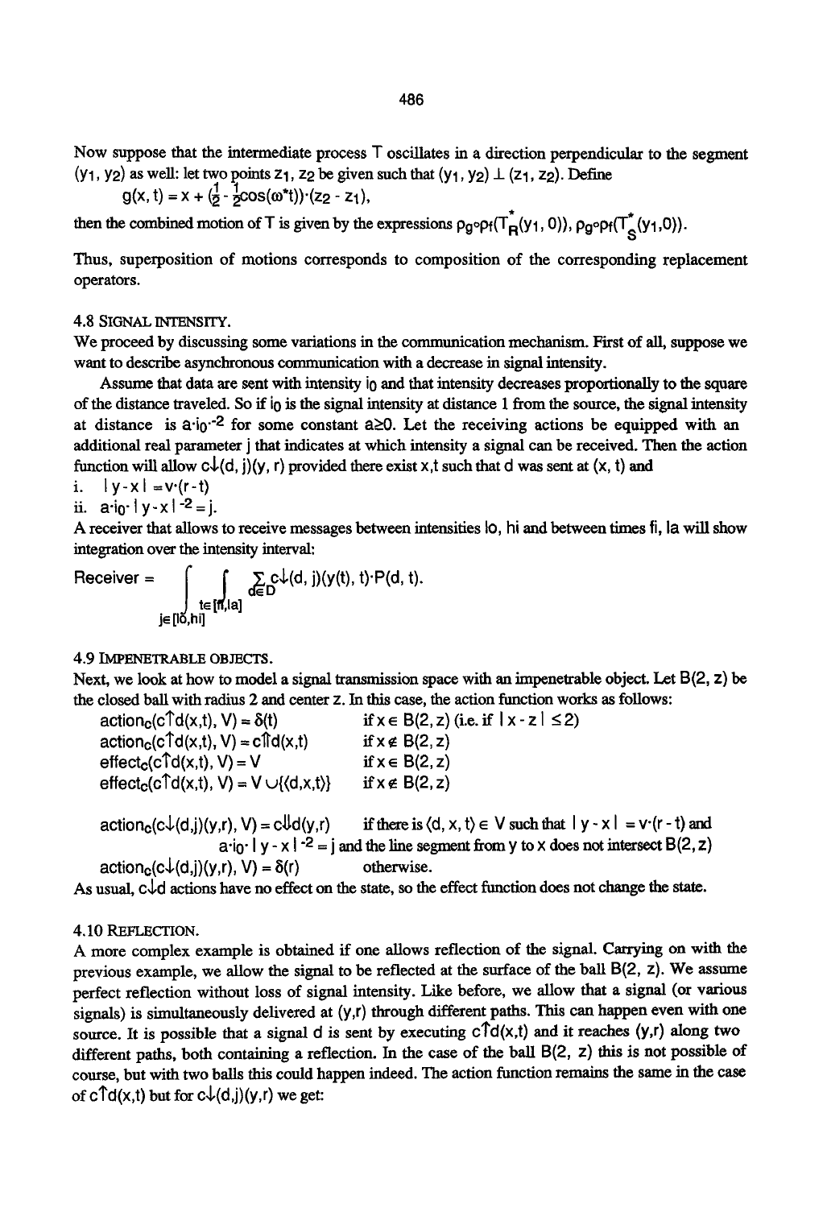Now suppose that the intermediate process T oscillates in a direction perpendicular to the segment $(y_1, y_2)$ as well: let two points $z_1, z_2$ be given such that $(y_1, y_2) \perp (z_1, z_2)$. Define

$$g(x, t) = x + (\tfrac{1}{2} - \tfrac{1}{2}\cos(\omega^* t))\cdot(z_2 - z_1),$$

then the combined motion of T is given by the expressions $\rho_g \circ \rho_f(T^*_R(y_1, 0))$, $\rho_g \circ \rho_f(T^*_S(y_1, 0))$.

Thus, superposition of motions corresponds to composition of the corresponding replacement operators.

### 4.8 Signal intensity.

We proceed by discussing some variations in the communication mechanism. First of all, suppose we want to describe asynchronous communication with a decrease in signal intensity.

Assume that data are sent with intensity $i_0$ and that intensity decreases proportionally to the square of the distance traveled. So if $i_0$ is the signal intensity at distance 1 from the source, the signal intensity at distance is $a\cdot i_0\cdot^{-2}$ for some constant $a \geq 0$. Let the receiving actions be equipped with an additional real parameter j that indicates at which intensity a signal can be received. Then the action function will allow $c{\downarrow}(d, j)(y, r)$ provided there exist x,t such that d was sent at (x, t) and

i. $|y - x| = v\cdot(r - t)$

ii. $a\cdot i_0 \cdot |y - x|^{-2} = j$.

A receiver that allows to receive messages between intensities lo, hi and between times fi, la will show integration over the intensity interval:

$$\text{Receiver} = \int_{j \in [lo, hi]} \int_{t \in [fi, la]} \sum_{d \in D} c{\downarrow}(d, j)(y(t), t)\cdot P(d, t).$$

### 4.9 Impenetrable objects.

Next, we look at how to model a signal transmission space with an impenetrable object. Let $B(2, z)$ be the closed ball with radius 2 and center z. In this case, the action function works as follows:

$action_c(c{\uparrow}d(x,t), V) = \delta(t)$ if $x \in B(2, z)$ (i.e. if $|x - z| \leq 2$)

$action_c(c{\uparrow}d(x,t), V) = c{\Uparrow}d(x,t)$ if $x \notin B(2, z)$

$effect_c(c{\uparrow}d(x,t), V) = V$ if $x \in B(2, z)$

$effect_c(c{\uparrow}d(x,t), V) = V \cup \{\langle d,x,t\rangle\}$ if $x \notin B(2, z)$

$action_c(c{\downarrow}(d,j)(y,r), V) = c{\Downarrow}d(y,r)$ if there is $\langle d, x, t\rangle \in V$ such that $|y - x| = v\cdot(r - t)$ and $a\cdot i_0\cdot |y - x|^{-2} = j$ and the line segment from y to x does not intersect $B(2, z)$

$action_c(c{\downarrow}(d,j)(y,r), V) = \delta(r)$ otherwise.

As usual, $c{\Downarrow}d$ actions have no effect on the state, so the effect function does not change the state.

### 4.10 Reflection.

A more complex example is obtained if one allows reflection of the signal. Carrying on with the previous example, we allow the signal to be reflected at the surface of the ball $B(2, z)$. We assume perfect reflection without loss of signal intensity. Like before, we allow that a signal (or various signals) is simultaneously delivered at (y,r) through different paths. This can happen even with one source. It is possible that a signal d is sent by executing $c{\uparrow}d(x,t)$ and it reaches (y,r) along two different paths, both containing a reflection. In the case of the ball $B(2, z)$ this is not possible of course, but with two balls this could happen indeed. The action function remains the same in the case of $c{\uparrow}d(x,t)$ but for $c{\downarrow}(d,j)(y,r)$ we get: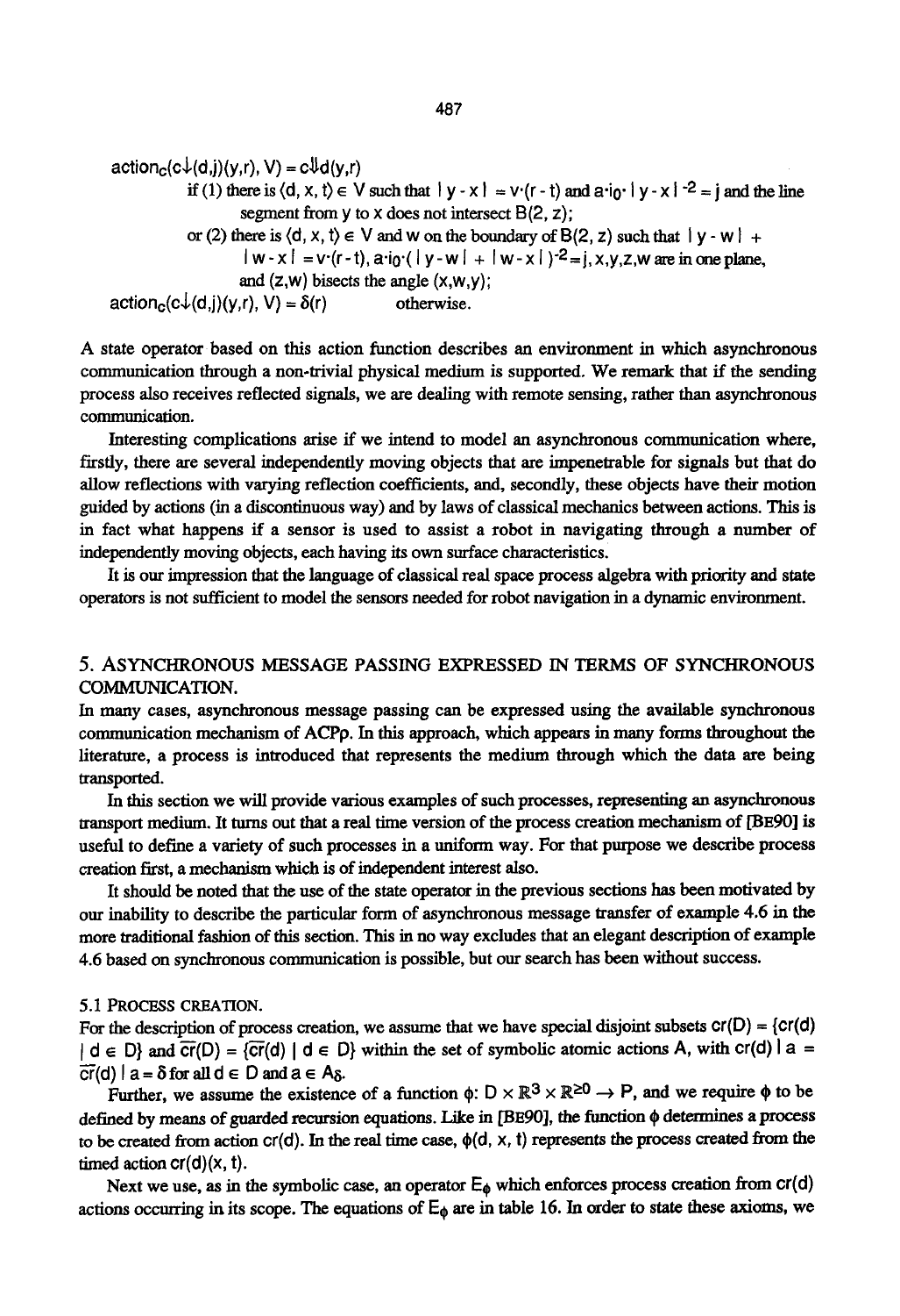$action_c(c{\downarrow}(d,j)(y,r), V) = c{\Downarrow}d(y,r)$

if (1) there is $\langle d, x, t\rangle \in V$ such that $|y - x| = v{\cdot}(r - t)$ and $a{\cdot}i_0{\cdot}|y - x|^{-2} = j$ and the line segment from $y$ to $x$ does not intersect $B(2, z)$;

or (2) there is $\langle d, x, t\rangle \in V$ and $w$ on the boundary of $B(2, z)$ such that $|y - w| + |w - x| = v{\cdot}(r - t)$, $a{\cdot}i_0{\cdot}(|y - w| + |w - x|)^{-2} = j$, $x,y,z,w$ are in one plane, and $(z,w)$ bisects the angle $(x,w,y)$;

$action_c(c{\downarrow}(d,j)(y,r), V) = \delta(r)$ otherwise.

A state operator based on this action function describes an environment in which asynchronous communication through a non-trivial physical medium is supported. We remark that if the sending process also receives reflected signals, we are dealing with remote sensing, rather than asynchronous communication.

Interesting complications arise if we intend to model an asynchronous communication where, firstly, there are several independently moving objects that are impenetrable for signals but that do allow reflections with varying reflection coefficients, and, secondly, these objects have their motion guided by actions (in a discontinuous way) and by laws of classical mechanics between actions. This is in fact what happens if a sensor is used to assist a robot in navigating through a number of independently moving objects, each having its own surface characteristics.

It is our impression that the language of classical real space process algebra with priority and state operators is not sufficient to model the sensors needed for robot navigation in a dynamic environment.

## 5. ASYNCHRONOUS MESSAGE PASSING EXPRESSED IN TERMS OF SYNCHRONOUS COMMUNICATION.

In many cases, asynchronous message passing can be expressed using the available synchronous communication mechanism of ACP$\rho$. In this approach, which appears in many forms throughout the literature, a process is introduced that represents the medium through which the data are being transported.

In this section we will provide various examples of such processes, representing an asynchronous transport medium. It turns out that a real time version of the process creation mechanism of [BE90] is useful to define a variety of such processes in a uniform way. For that purpose we describe process creation first, a mechanism which is of independent interest also.

It should be noted that the use of the state operator in the previous sections has been motivated by our inability to describe the particular form of asynchronous message transfer of example 4.6 in the more traditional fashion of this section. This in no way excludes that an elegant description of example 4.6 based on synchronous communication is possible, but our search has been without success.

### 5.1 PROCESS CREATION.

For the description of process creation, we assume that we have special disjoint subsets $cr(D) = \{cr(d) \mid d \in D\}$ and $\overline{cr}(D) = \{\overline{cr}(d) \mid d \in D\}$ within the set of symbolic atomic actions A, with $cr(d) \mid a = \overline{cr}(d) \mid a = \delta$ for all $d \in D$ and $a \in A_\delta$.

Further, we assume the existence of a function $\phi$: $D \times \mathbb{R}^3 \times \mathbb{R}^{\geq 0} \rightarrow P$, and we require $\phi$ to be defined by means of guarded recursion equations. Like in [BE90], the function $\phi$ determines a process to be created from action $cr(d)$. In the real time case, $\phi(d, x, t)$ represents the process created from the timed action $cr(d)(x, t)$.

Next we use, as in the symbolic case, an operator $E_\phi$ which enforces process creation from $cr(d)$ actions occurring in its scope. The equations of $E_\phi$ are in table 16. In order to state these axioms, we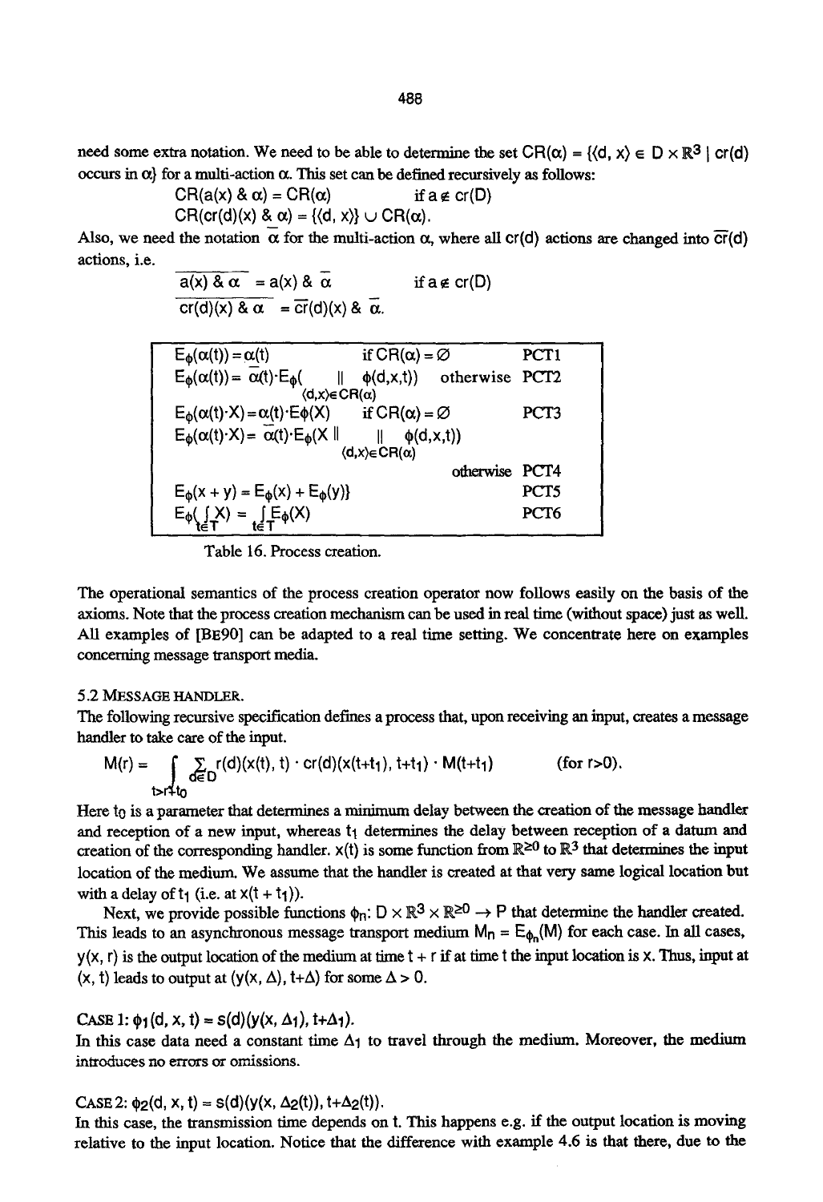need some extra notation. We need to be able to determine the set $CR(\alpha) = \{\langle d, x\rangle \in D \times \mathbb{R}^3 \mid cr(d)$ occurs in $\alpha\}$ for a multi-action $\alpha$. This set can be defined recursively as follows:

$$CR(a(x) \,\&\, \alpha) = CR(\alpha) \qquad \text{if } a \notin cr(D)$$
$$CR(cr(d)(x) \,\&\, \alpha) = \{\langle d, x\rangle\} \cup CR(\alpha).$$

Also, we need the notation $\overline{\alpha}$ for the multi-action $\alpha$, where all $cr(d)$ actions are changed into $\overline{cr}(d)$ actions, i.e.

$$\overline{a(x) \,\&\, \alpha} = a(x) \,\&\, \overline{\alpha} \qquad \text{if } a \notin cr(D)$$
$$\overline{cr(d)(x) \,\&\, \alpha} = \overline{cr}(d)(x) \,\&\, \overline{\alpha}.$$

| | | |
|---|---|---|
| $E_\phi(\alpha(t)) = \alpha(t)$ | if $CR(\alpha) = \emptyset$ | PCT1 |
| $E_\phi(\alpha(t)) = \overline{\alpha}(t) \cdot E_\phi(\underset{\langle d,x\rangle \in CR(\alpha)}{\Vert} \phi(d,x,t))$ | otherwise | PCT2 |
| $E_\phi(\alpha(t) \cdot X) = \alpha(t) \cdot E_\phi(X)$ | if $CR(\alpha) = \emptyset$ | PCT3 |
| $E_\phi(\alpha(t) \cdot X) = \overline{\alpha}(t) \cdot E_\phi(X \,\Vert \underset{\langle d,x\rangle \in CR(\alpha)}{\Vert} \phi(d,x,t))$ | otherwise | PCT4 |
| $E_\phi(x + y) = E_\phi(x) + E_\phi(y)\}$ | | PCT5 |
| $E_\phi(\int_{t \in T} X) = \int_{t \in T} E_\phi(X)$ | | PCT6 |

Table 16. Process creation.

The operational semantics of the process creation operator now follows easily on the basis of the axioms. Note that the process creation mechanism can be used in real time (without space) just as well. All examples of [BE90] can be adapted to a real time setting. We concentrate here on examples concerning message transport media.

### 5.2 MESSAGE HANDLER.

The following recursive specification defines a process that, upon receiving an input, creates a message handler to take care of the input.

$$M(r) = \int_{t > r + t_0} \sum_{d \in D} r(d)(x(t), t) \cdot cr(d)(x(t+t_1), t+t_1) \cdot M(t+t_1) \qquad (\text{for } r>0).$$

Here $t_0$ is a parameter that determines a minimum delay between the creation of the message handler and reception of a new input, whereas $t_1$ determines the delay between reception of a datum and creation of the corresponding handler. $x(t)$ is some function from $\mathbb{R}^{\geq 0}$ to $\mathbb{R}^3$ that determines the input location of the medium. We assume that the handler is created at that very same logical location but with a delay of $t_1$ (i.e. at $x(t + t_1)$).

Next, we provide possible functions $\phi_n$: $D \times \mathbb{R}^3 \times \mathbb{R}^{\geq 0} \rightarrow P$ that determine the handler created. This leads to an asynchronous message transport medium $M_n = E_{\phi_n}(M)$ for each case. In all cases, $y(x, r)$ is the output location of the medium at time $t + r$ if at time $t$ the input location is $x$. Thus, input at $(x, t)$ leads to output at $(y(x, \Delta), t+\Delta)$ for some $\Delta > 0$.

CASE 1: $\phi_1(d, x, t) = s(d)(y(x, \Delta_1), t+\Delta_1)$.
In this case data need a constant time $\Delta_1$ to travel through the medium. Moreover, the medium introduces no errors or omissions.

CASE 2: $\phi_2(d, x, t) = s(d)(y(x, \Delta_2(t)), t+\Delta_2(t))$.
In this case, the transmission time depends on $t$. This happens e.g. if the output location is moving relative to the input location. Notice that the difference with example 4.6 is that there, due to the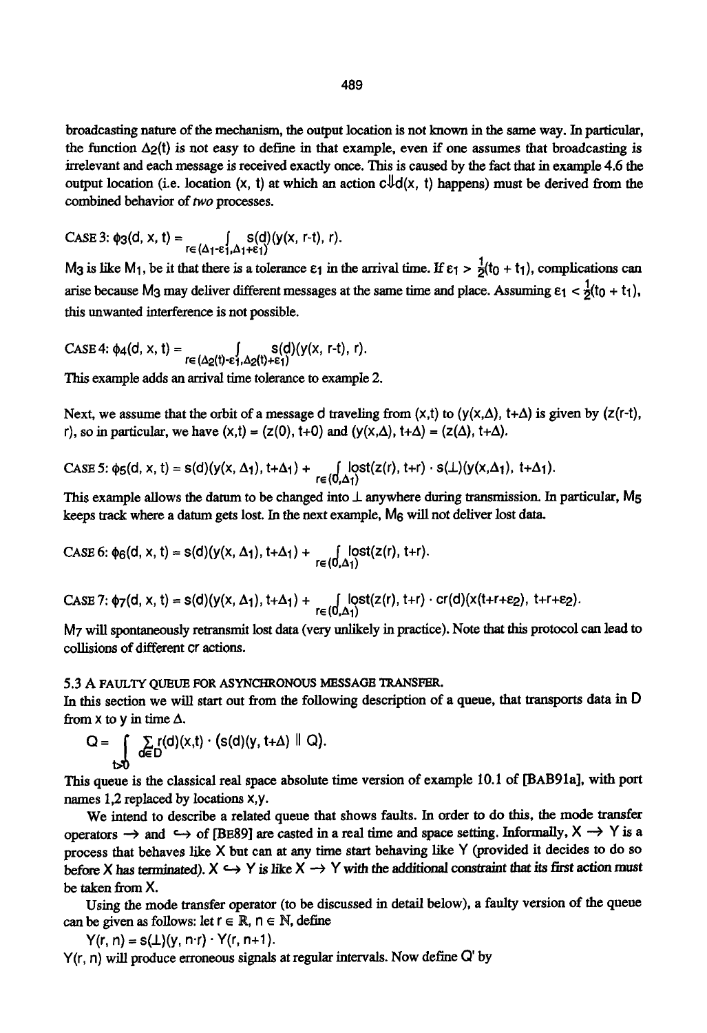broadcasting nature of the mechanism, the output location is not known in the same way. In particular, the function $\Delta_2(t)$ is not easy to define in that example, even if one assumes that broadcasting is irrelevant and each message is received exactly once. This is caused by the fact that in example 4.6 the output location (i.e. location (x, t) at which an action $c\Downarrow d(x, t)$ happens) must be derived from the combined behavior of *two* processes.

CASE 3: $\phi_3(d, x, t) = \int_{r \in (\Delta_1 - \varepsilon_1, \Delta_1 + \varepsilon_1)} s(d)(y(x, r-t), r)$.

$M_3$ is like $M_1$, be it that there is a tolerance $\varepsilon_1$ in the arrival time. If $\varepsilon_1 > \frac{1}{2}(t_0 + t_1)$, complications can arise because $M_3$ may deliver different messages at the same time and place. Assuming $\varepsilon_1 < \frac{1}{2}(t_0 + t_1)$, this unwanted interference is not possible.

CASE 4: $\phi_4(d, x, t) = \int_{r \in (\Delta_2(t) - \varepsilon_1, \Delta_2(t) + \varepsilon_1)} s(d)(y(x, r-t), r)$.

This example adds an arrival time tolerance to example 2.

Next, we assume that the orbit of a message d traveling from (x,t) to $(y(x,\Delta), t+\Delta)$ is given by $(z(r-t), r)$, so in particular, we have $(x,t) = (z(0), t+0)$ and $(y(x,\Delta), t+\Delta) = (z(\Delta), t+\Delta)$.

CASE 5: $\phi_5(d, x, t) = s(d)(y(x, \Delta_1), t+\Delta_1) + \int_{r \in (0,\Delta_1)} lost(z(r), t+r) \cdot s(\bot)(y(x,\Delta_1), t+\Delta_1)$.

This example allows the datum to be changed into $\bot$ anywhere during transmission. In particular, $M_5$ keeps track where a datum gets lost. In the next example, $M_6$ will not deliver lost data.

CASE 6: $\phi_6(d, x, t) = s(d)(y(x, \Delta_1), t+\Delta_1) + \int_{r \in (0,\Delta_1)} lost(z(r), t+r)$.

CASE 7: $\phi_7(d, x, t) = s(d)(y(x, \Delta_1), t+\Delta_1) + \int_{r \in (0,\Delta_1)} lost(z(r), t+r) \cdot cr(d)(x(t+r+\varepsilon_2), t+r+\varepsilon_2)$.

$M_7$ will spontaneously retransmit lost data (very unlikely in practice). Note that this protocol can lead to collisions of different cr actions.

### 5.3 A FAULTY QUEUE FOR ASYNCHRONOUS MESSAGE TRANSFER.

In this section we will start out from the following description of a queue, that transports data in D from x to y in time $\Delta$.

$$Q = \int_{t>0} \sum_{d \in D} r(d)(x,t) \cdot (s(d)(y, t+\Delta) \parallel Q).$$

This queue is the classical real space absolute time version of example 10.1 of [BAB91a], with port names 1,2 replaced by locations x,y.

We intend to describe a related queue that shows faults. In order to do this, the mode transfer operators $\rightarrow$ and $\hookrightarrow$ of [BE89] are casted in a real time and space setting. Informally, $X \rightarrow Y$ is a process that behaves like X but can at any time start behaving like Y (provided it decides to do so before X has terminated). $X \hookrightarrow Y$ is like $X \rightarrow Y$ with the additional constraint that its first action must be taken from X.

Using the mode transfer operator (to be discussed in detail below), a faulty version of the queue can be given as follows: let $r \in \mathbb{R}$, $n \in \mathbb{N}$, define

$Y(r, n) = s(\bot)(y, n \cdot r) \cdot Y(r, n+1)$.

$Y(r, n)$ will produce erroneous signals at regular intervals. Now define Q' by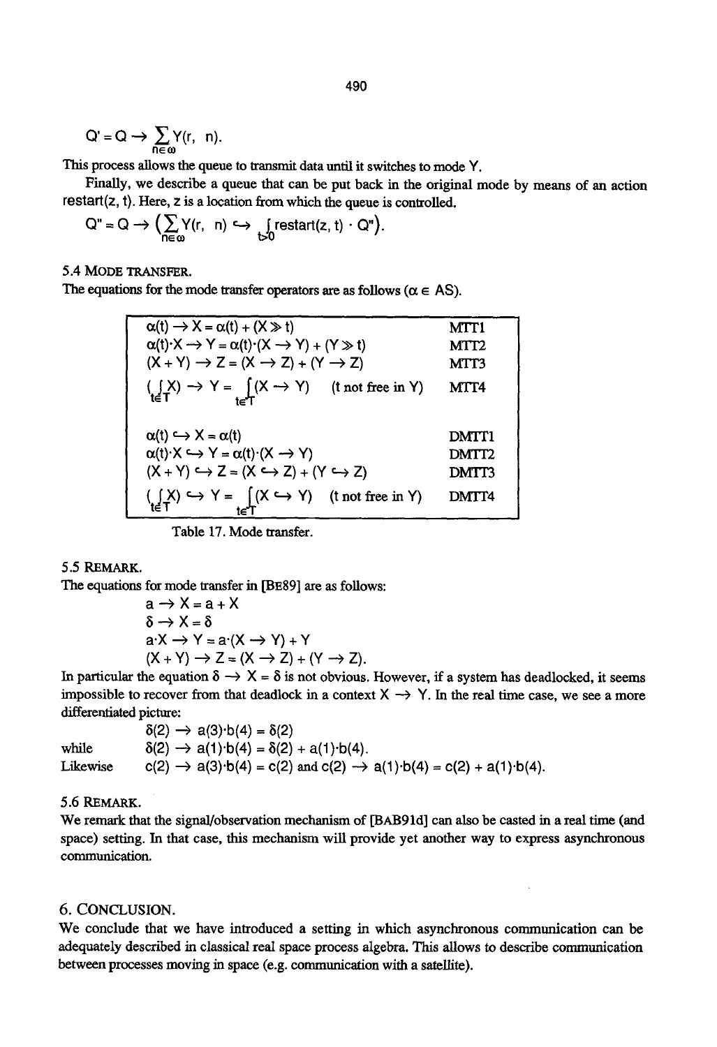$$Q' = Q \rightarrow \sum_{n \in \omega} Y(r,\ n).$$

This process allows the queue to transmit data until it switches to mode Y.

Finally, we describe a queue that can be put back in the original mode by means of an action restart(z, t). Here, z is a location from which the queue is controlled.

$$Q'' = Q \rightarrow \left(\sum_{n \in \omega} Y(r,\ n) \hookrightarrow \int_{t>0} \text{restart}(z,\ t) \cdot Q''\right).$$

### 5.4 MODE TRANSFER.

The equations for the mode transfer operators are as follows ($\alpha \in AS$).

| | |
|---|---|
| $\alpha(t) \rightarrow X = \alpha(t) + (X \gg t)$ | MTT1 |
| $\alpha(t) \cdot X \rightarrow Y = \alpha(t) \cdot (X \rightarrow Y) + (Y \gg t)$ | MTT2 |
| $(X + Y) \rightarrow Z = (X \rightarrow Z) + (Y \rightarrow Z)$ | MTT3 |
| $(\int_{t \in T} X) \rightarrow Y = \int_{t \in T} (X \rightarrow Y)$ (t not free in Y) | MTT4 |
| $\alpha(t) \hookrightarrow X = \alpha(t)$ | DMTT1 |
| $\alpha(t) \cdot X \hookrightarrow Y = \alpha(t) \cdot (X \rightarrow Y)$ | DMTT2 |
| $(X + Y) \hookrightarrow Z = (X \hookrightarrow Z) + (Y \hookrightarrow Z)$ | DMTT3 |
| $(\int_{t \in T} X) \hookrightarrow Y = \int_{t \in T} (X \hookrightarrow Y)$ (t not free in Y) | DMTT4 |

Table 17. Mode transfer.

### 5.5 REMARK.

The equations for mode transfer in [BE89] are as follows:

$$a \rightarrow X = a + X$$
$$\delta \rightarrow X = \delta$$
$$a \cdot X \rightarrow Y = a \cdot (X \rightarrow Y) + Y$$
$$(X + Y) \rightarrow Z = (X \rightarrow Z) + (Y \rightarrow Z).$$

In particular the equation $\delta \rightarrow X = \delta$ is not obvious. However, if a system has deadlocked, it seems impossible to recover from that deadlock in a context $X \rightarrow Y$. In the real time case, we see a more differentiated picture:

$$\delta(2) \rightarrow a(3) \cdot b(4) = \delta(2)$$

while $\quad \delta(2) \rightarrow a(1) \cdot b(4) = \delta(2) + a(1) \cdot b(4).$

Likewise $\quad c(2) \rightarrow a(3) \cdot b(4) = c(2)$ and $c(2) \rightarrow a(1) \cdot b(4) = c(2) + a(1) \cdot b(4).$

### 5.6 REMARK.

We remark that the signal/observation mechanism of [BAB91d] can also be casted in a real time (and space) setting. In that case, this mechanism will provide yet another way to express asynchronous communication.

## 6. CONCLUSION.

We conclude that we have introduced a setting in which asynchronous communication can be adequately described in classical real space process algebra. This allows to describe communication between processes moving in space (e.g. communication with a satellite).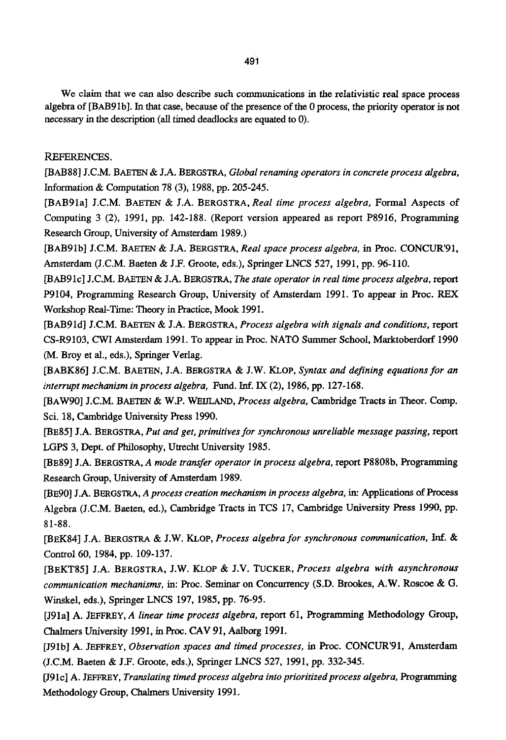We claim that we can also describe such communications in the relativistic real space process algebra of [BAB91b]. In that case, because of the presence of the 0 process, the priority operator is not necessary in the description (all timed deadlocks are equated to 0).

## REFERENCES.

[BAB88] J.C.M. BAETEN & J.A. BERGSTRA, *Global renaming operators in concrete process algebra,* Information & Computation 78 (3), 1988, pp. 205-245.

[BAB91a] J.C.M. BAETEN & J.A. BERGSTRA, *Real time process algebra,* Formal Aspects of Computing 3 (2), 1991, pp. 142-188. (Report version appeared as report P8916, Programming Research Group, University of Amsterdam 1989.)

[BAB91b] J.C.M. BAETEN & J.A. BERGSTRA, *Real space process algebra,* in Proc. CONCUR'91, Amsterdam (J.C.M. Baeten & J.F. Groote, eds.), Springer LNCS 527, 1991, pp. 96-110.

[BAB91c] J.C.M. BAETEN & J.A. BERGSTRA, *The state operator in real time process algebra,* report P9104, Programming Research Group, University of Amsterdam 1991. To appear in Proc. REX Workshop Real-Time: Theory in Practice, Mook 1991.

[BAB91d] J.C.M. BAETEN & J.A. BERGSTRA, *Process algebra with signals and conditions,* report CS-R9103, CWI Amsterdam 1991. To appear in Proc. NATO Summer School, Marktoberdorf 1990 (M. Broy et al., eds.), Springer Verlag.

[BABK86] J.C.M. BAETEN, J.A. BERGSTRA & J.W. KLOP, *Syntax and defining equations for an interrupt mechanism in process algebra,* Fund. Inf. IX (2), 1986, pp. 127-168.

[BAW90] J.C.M. BAETEN & W.P. WEIJLAND, *Process algebra,* Cambridge Tracts in Theor. Comp. Sci. 18, Cambridge University Press 1990.

[BE85] J.A. BERGSTRA, *Put and get, primitives for synchronous unreliable message passing,* report LGPS 3, Dept. of Philosophy, Utrecht University 1985.

[BE89] J.A. BERGSTRA, *A mode transfer operator in process algebra,* report P8808b, Programming Research Group, University of Amsterdam 1989.

[BE90] J.A. BERGSTRA, *A process creation mechanism in process algebra,* in: Applications of Process Algebra (J.C.M. Baeten, ed.), Cambridge Tracts in TCS 17, Cambridge University Press 1990, pp. 81-88.

[BEK84] J.A. BERGSTRA & J.W. KLOP, *Process algebra for synchronous communication,* Inf. & Control 60, 1984, pp. 109-137.

[BEKT85] J.A. BERGSTRA, J.W. KLOP & J.V. TUCKER, *Process algebra with asynchronous communication mechanisms,* in: Proc. Seminar on Concurrency (S.D. Brookes, A.W. Roscoe & G. Winskel, eds.), Springer LNCS 197, 1985, pp. 76-95.

[J91a] A. JEFFREY, *A linear time process algebra,* report 61, Programming Methodology Group, Chalmers University 1991, in Proc. CAV 91, Aalborg 1991.

[J91b] A. JEFFREY, *Observation spaces and timed processes,* in Proc. CONCUR'91, Amsterdam (J.C.M. Baeten & J.F. Groote, eds.), Springer LNCS 527, 1991, pp. 332-345.

[J91c] A. JEFFREY, *Translating timed process algebra into prioritized process algebra,* Programming Methodology Group, Chalmers University 1991.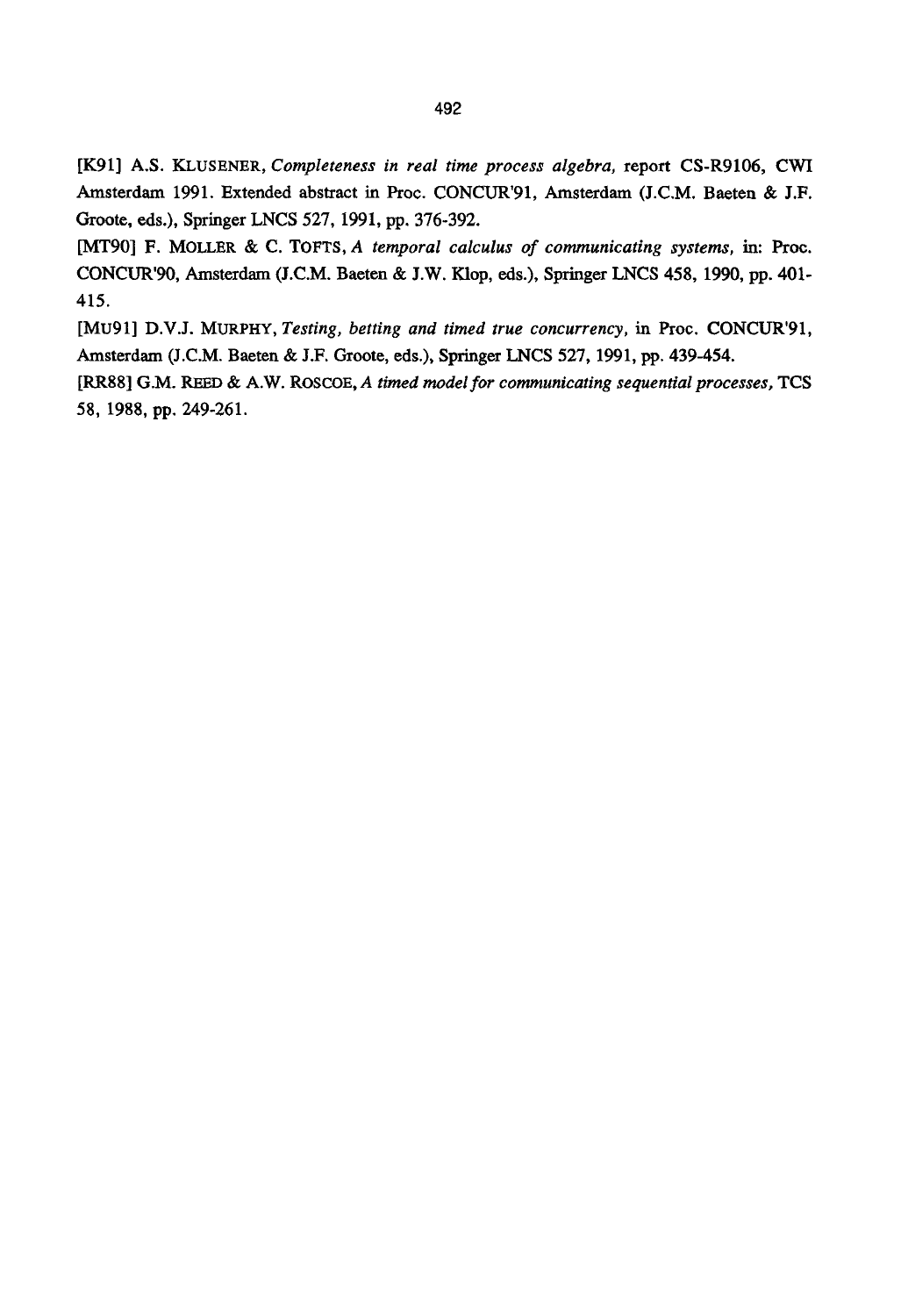[K91] A.S. KLUSENER, *Completeness in real time process algebra,* report CS-R9106, CWI Amsterdam 1991. Extended abstract in Proc. CONCUR'91, Amsterdam (J.C.M. Baeten & J.F. Groote, eds.), Springer LNCS 527, 1991, pp. 376-392.

[MT90] F. MOLLER & C. TOFTS, *A temporal calculus of communicating systems,* in: Proc. CONCUR'90, Amsterdam (J.C.M. Baeten & J.W. Klop, eds.), Springer LNCS 458, 1990, pp. 401-415.

[MU91] D.V.J. MURPHY, *Testing, betting and timed true concurrency,* in Proc. CONCUR'91, Amsterdam (J.C.M. Baeten & J.F. Groote, eds.), Springer LNCS 527, 1991, pp. 439-454.

[RR88] G.M. REED & A.W. ROSCOE, *A timed model for communicating sequential processes,* TCS 58, 1988, pp. 249-261.